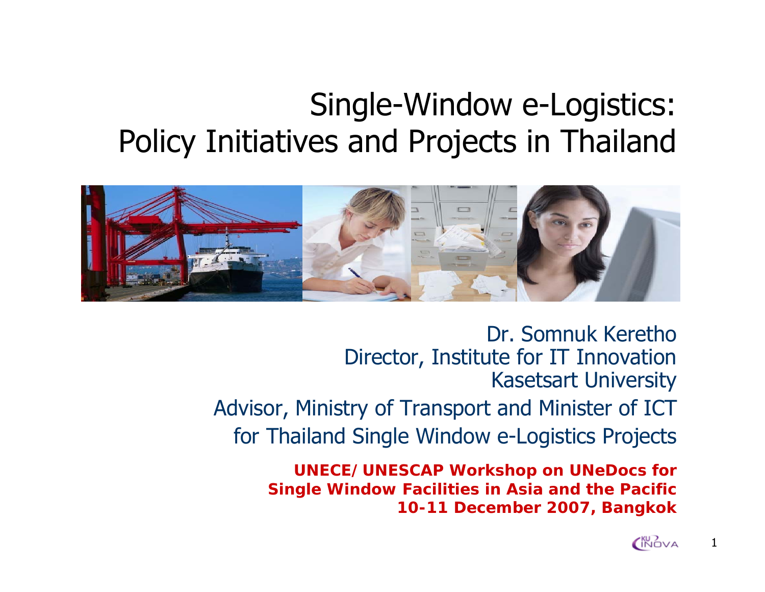# Single-Window e-Logistics: Policy Initiatives and Projects in Thailand

Dr. Somnuk Keretho
Director, Institute for IT Innovation
Kasetsart University

Advisor, Ministry of Transport and Minister of ICT
for Thailand Single Window e-Logistics Projects

**UNECE/UNESCAP Workshop on UNeDocs for Single Window Facilities in Asia and the Pacific**
**10-11 December 2007, Bangkok**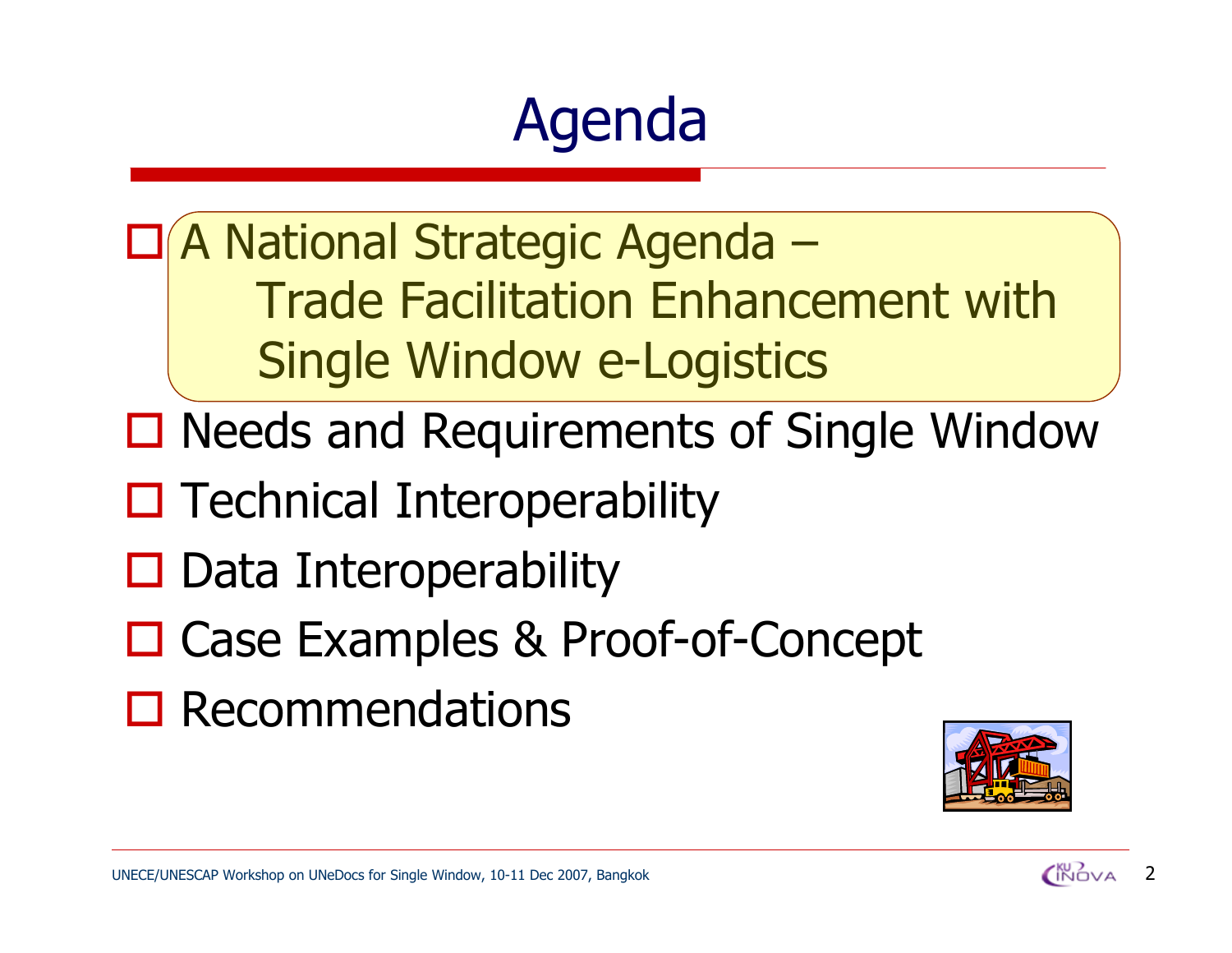# Agenda

- A National Strategic Agenda – Trade Facilitation Enhancement with Single Window e-Logistics
- Needs and Requirements of Single Window
- Technical Interoperability
- Data Interoperability
- Case Examples & Proof-of-Concept
- Recommendations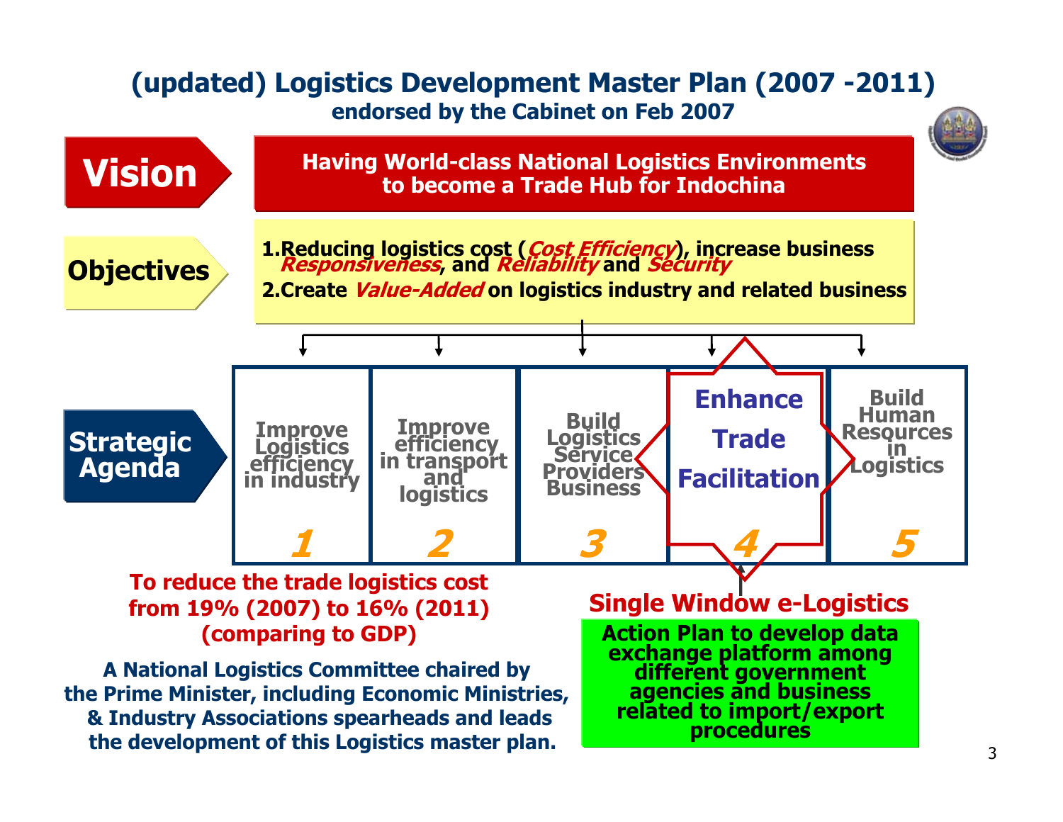# (updated) Logistics Development Master Plan (2007 -2011)

**endorsed by the Cabinet on Feb 2007**

**Vision**

**Having World-class National Logistics Environments to become a Trade Hub for Indochina**

**Objectives**

1. **Reducing logistics cost (*Cost Efficiency*), increase business *Responsiveness*, and *Reliability* and *Security***
2. **Create *Value-Added* on logistics industry and related business**

**Strategic Agenda**

| 1 | 2 | 3 | 4 | 5 |
|---|---|---|---|---|
| Improve Logistics efficiency in industry | Improve efficiency in transport and logistics | Build Logistics Service Providers Business | **Enhance Trade Facilitation** | Build Human Resources in Logistics |

**To reduce the trade logistics cost from 19% (2007) to 16% (2011) (comparing to GDP)**

**A National Logistics Committee chaired by the Prime Minister, including Economic Ministries, & Industry Associations spearheads and leads the development of this Logistics master plan.**

**Single Window e-Logistics**

**Action Plan to develop data exchange platform among different government agencies and business related to import/export procedures**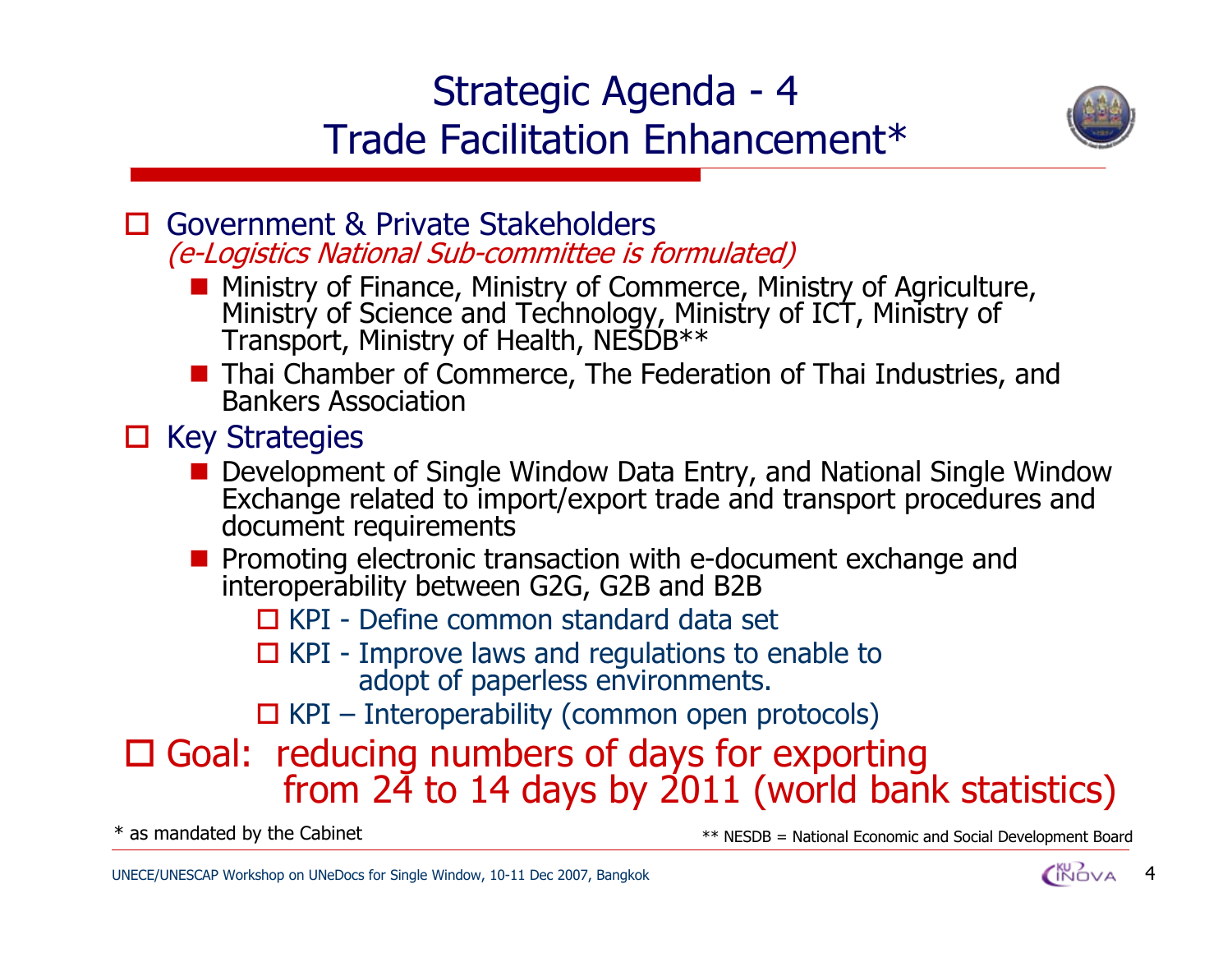# Strategic Agenda - 4
# Trade Facilitation Enhancement*

- Government & Private Stakeholders
  *(e-Logistics National Sub-committee is formulated)*
  - Ministry of Finance, Ministry of Commerce, Ministry of Agriculture, Ministry of Science and Technology, Ministry of ICT, Ministry of Transport, Ministry of Health, NESDB**
  - Thai Chamber of Commerce, The Federation of Thai Industries, and Bankers Association
- Key Strategies
  - Development of Single Window Data Entry, and National Single Window Exchange related to import/export trade and transport procedures and document requirements
  - Promoting electronic transaction with e-document exchange and interoperability between G2G, G2B and B2B
    - KPI - Define common standard data set
    - KPI - Improve laws and regulations to enable to adopt of paperless environments.
    - KPI – Interoperability (common open protocols)
- Goal: reducing numbers of days for exporting from 24 to 14 days by 2011 (world bank statistics)

\* as mandated by the Cabinet

** NESDB = National Economic and Social Development Board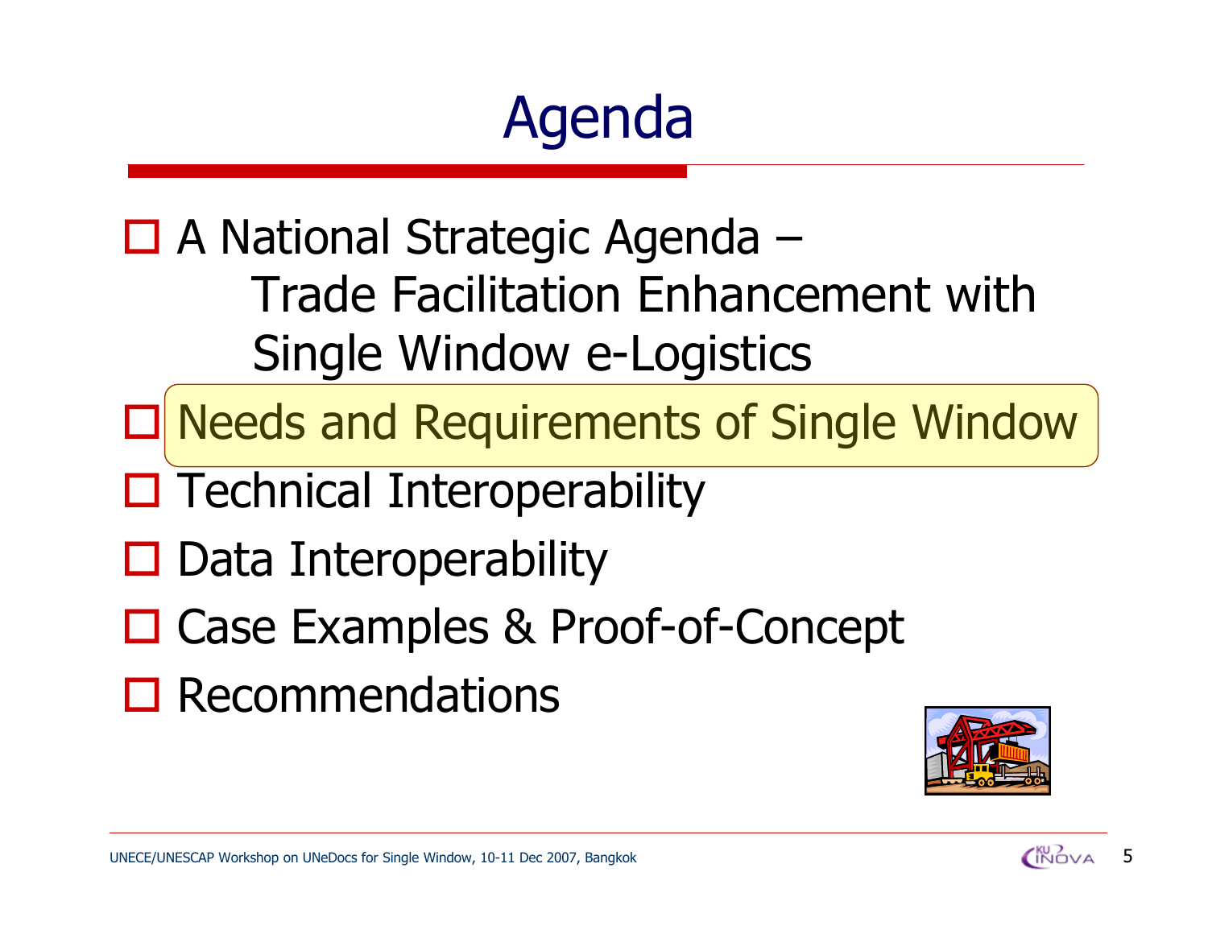# Agenda

- A National Strategic Agenda – Trade Facilitation Enhancement with Single Window e-Logistics
- Needs and Requirements of Single Window
- Technical Interoperability
- Data Interoperability
- Case Examples & Proof-of-Concept
- Recommendations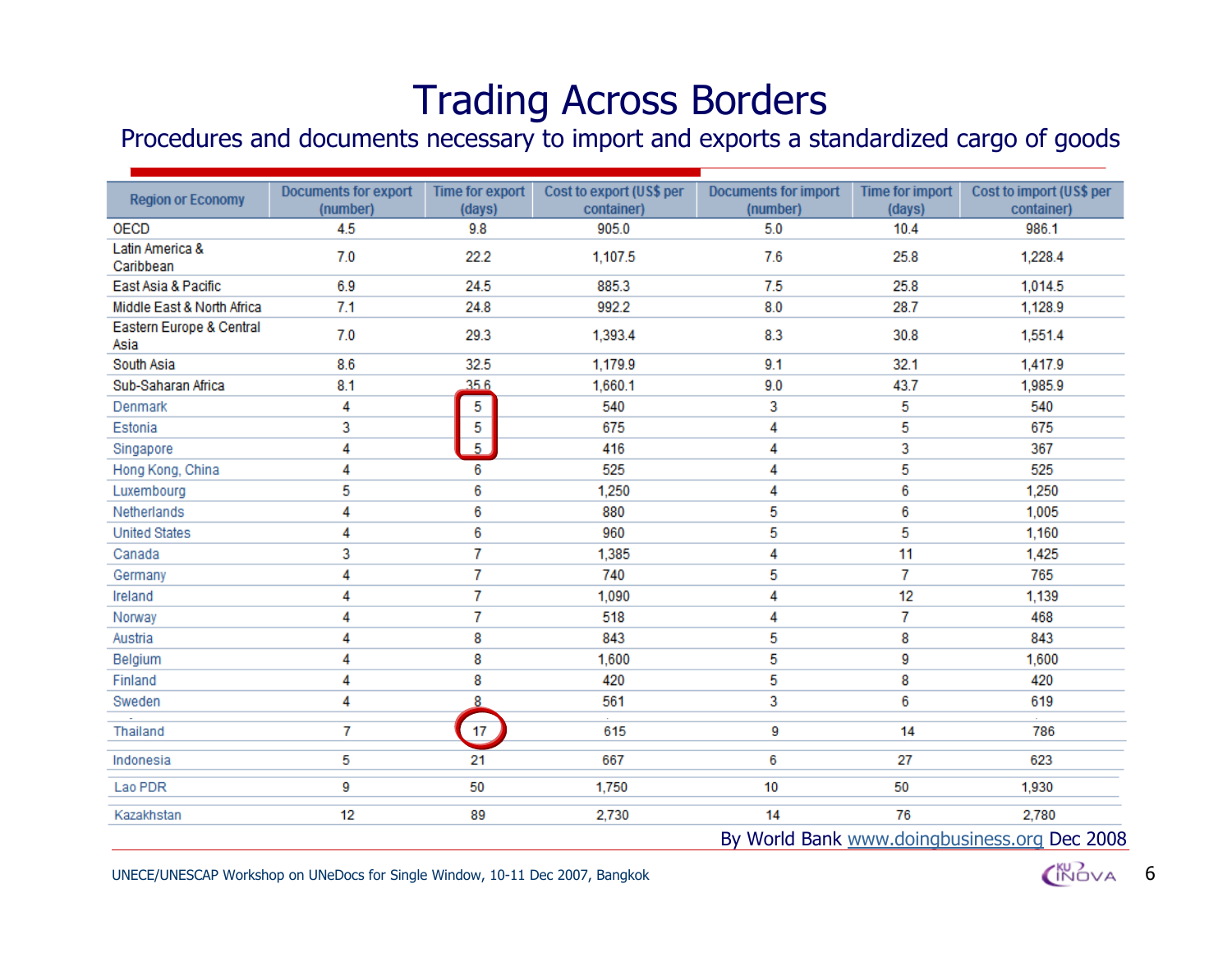# Trading Across Borders

Procedures and documents necessary to import and exports a standardized cargo of goods

| Region or Economy | Documents for export (number) | Time for export (days) | Cost to export (US$ per container) | Documents for import (number) | Time for import (days) | Cost to import (US$ per container) |
|---|---|---|---|---|---|---|
| OECD | 4.5 | 9.8 | 905.0 | 5.0 | 10.4 | 986.1 |
| Latin America & Caribbean | 7.0 | 22.2 | 1,107.5 | 7.6 | 25.8 | 1,228.4 |
| East Asia & Pacific | 6.9 | 24.5 | 885.3 | 7.5 | 25.8 | 1,014.5 |
| Middle East & North Africa | 7.1 | 24.8 | 992.2 | 8.0 | 28.7 | 1,128.9 |
| Eastern Europe & Central Asia | 7.0 | 29.3 | 1,393.4 | 8.3 | 30.8 | 1,551.4 |
| South Asia | 8.6 | 32.5 | 1,179.9 | 9.1 | 32.1 | 1,417.9 |
| Sub-Saharan Africa | 8.1 | 35.6 | 1,660.1 | 9.0 | 43.7 | 1,985.9 |
| Denmark | 4 | 5 | 540 | 3 | 5 | 540 |
| Estonia | 3 | 5 | 675 | 4 | 5 | 675 |
| Singapore | 4 | 5 | 416 | 4 | 3 | 367 |
| Hong Kong, China | 4 | 6 | 525 | 4 | 5 | 525 |
| Luxembourg | 5 | 6 | 1,250 | 4 | 6 | 1,250 |
| Netherlands | 4 | 6 | 880 | 5 | 6 | 1,005 |
| United States | 4 | 6 | 960 | 5 | 5 | 1,160 |
| Canada | 3 | 7 | 1,385 | 4 | 11 | 1,425 |
| Germany | 4 | 7 | 740 | 5 | 7 | 765 |
| Ireland | 4 | 7 | 1,090 | 4 | 12 | 1,139 |
| Norway | 4 | 7 | 518 | 4 | 7 | 468 |
| Austria | 4 | 8 | 843 | 5 | 8 | 843 |
| Belgium | 4 | 8 | 1,600 | 5 | 9 | 1,600 |
| Finland | 4 | 8 | 420 | 5 | 8 | 420 |
| Sweden | 4 | 8 | 561 | 3 | 6 | 619 |
| Thailand | 7 | 17 | 615 | 9 | 14 | 786 |
| Indonesia | 5 | 21 | 667 | 6 | 27 | 623 |
| Lao PDR | 9 | 50 | 1,750 | 10 | 50 | 1,930 |
| Kazakhstan | 12 | 89 | 2,730 | 14 | 76 | 2,780 |

By World Bank www.doingbusiness.org Dec 2008

UNECE/UNESCAP Workshop on UNeDocs for Single Window, 10-11 Dec 2007, Bangkok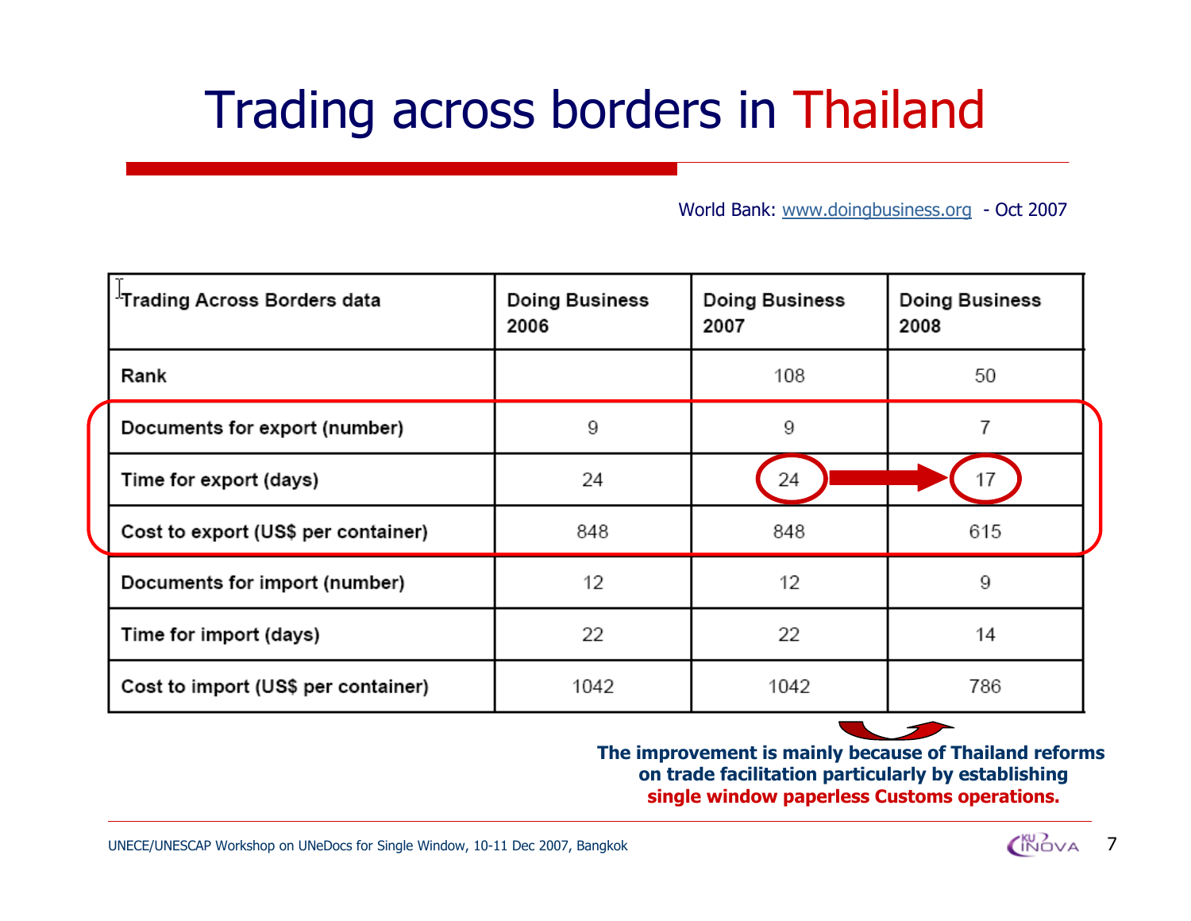# Trading across borders in Thailand

World Bank: www.doingbusiness.org - Oct 2007

| Trading Across Borders data | Doing Business 2006 | Doing Business 2007 | Doing Business 2008 |
|---|---|---|---|
| Rank | | 108 | 50 |
| Documents for export (number) | 9 | 9 | 7 |
| Time for export (days) | 24 | 24 | 17 |
| Cost to export (US$ per container) | 848 | 848 | 615 |
| Documents for import (number) | 12 | 12 | 9 |
| Time for import (days) | 22 | 22 | 14 |
| Cost to import (US$ per container) | 1042 | 1042 | 786 |

**The improvement is mainly because of Thailand reforms on trade facilitation particularly by establishing single window paperless Customs operations.**

UNECE/UNESCAP Workshop on UNeDocs for Single Window, 10-11 Dec 2007, Bangkok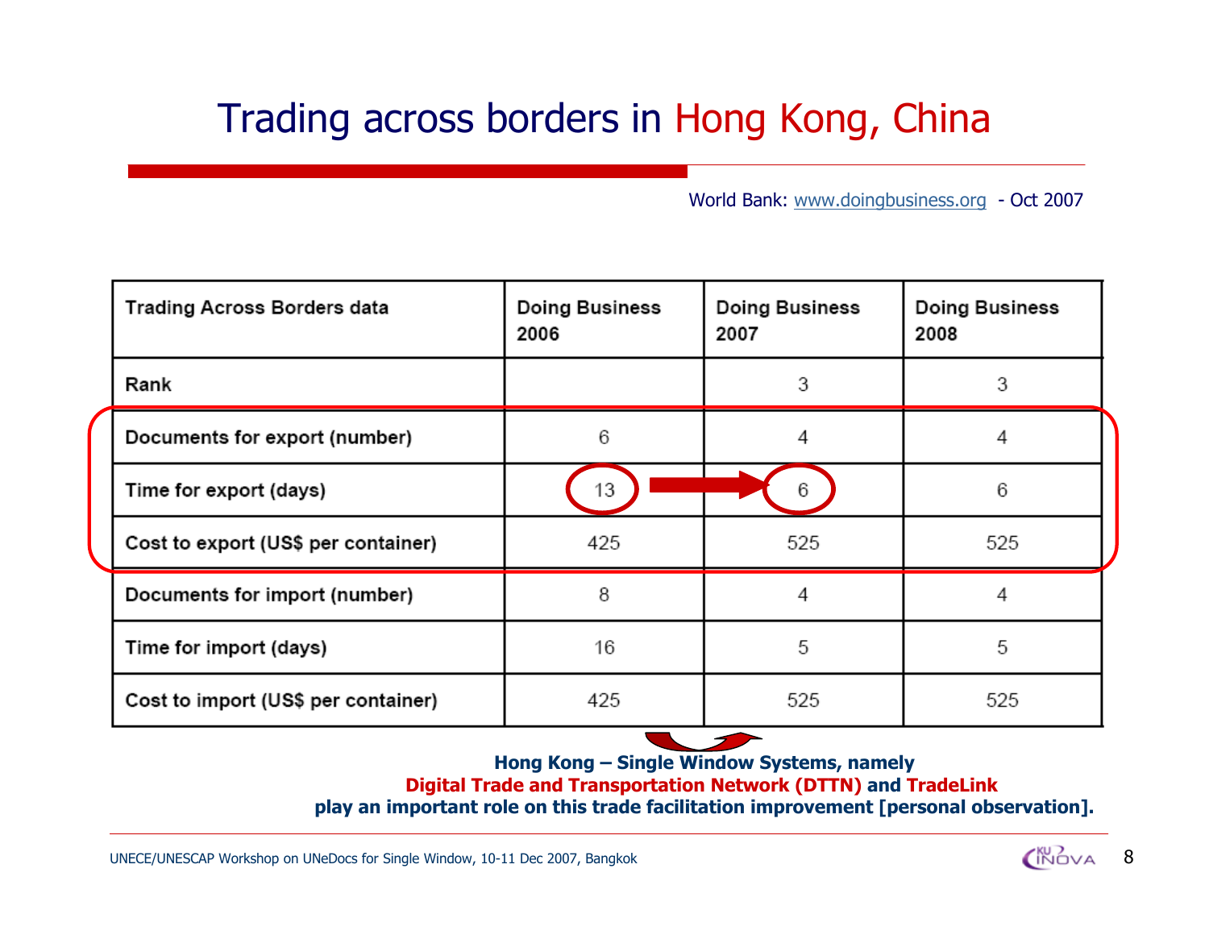# Trading across borders in Hong Kong, China

World Bank: www.doingbusiness.org - Oct 2007

| Trading Across Borders data | Doing Business 2006 | Doing Business 2007 | Doing Business 2008 |
|---|---|---|---|
| Rank | | 3 | 3 |
| Documents for export (number) | 6 | 4 | 4 |
| Time for export (days) | 13 | 6 | 6 |
| Cost to export (US$ per container) | 425 | 525 | 525 |
| Documents for import (number) | 8 | 4 | 4 |
| Time for import (days) | 16 | 5 | 5 |
| Cost to import (US$ per container) | 425 | 525 | 525 |

**Hong Kong – Single Window Systems, namely Digital Trade and Transportation Network (DTTN) and TradeLink play an important role on this trade facilitation improvement [personal observation].**

UNECE/UNESCAP Workshop on UNeDocs for Single Window, 10-11 Dec 2007, Bangkok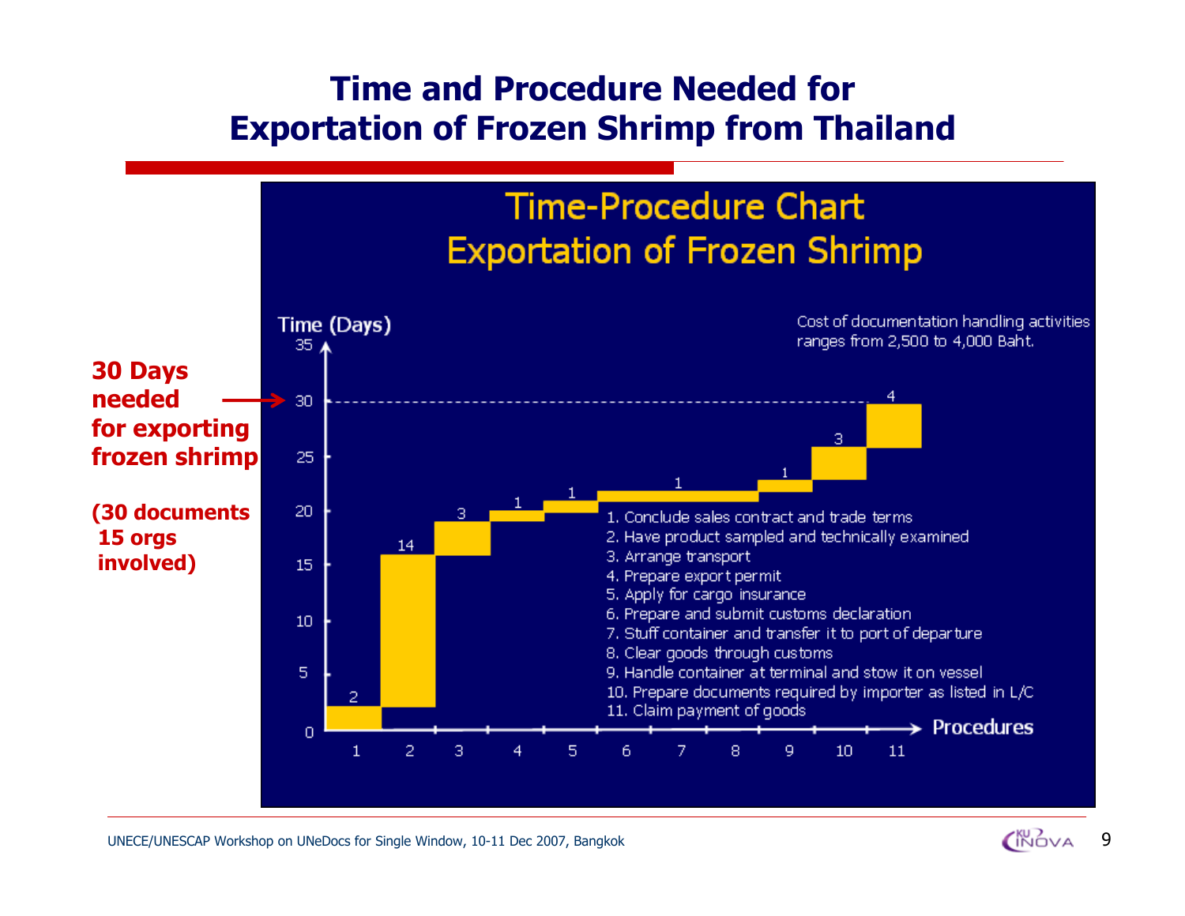# Time and Procedure Needed for Exportation of Frozen Shrimp from Thailand

**30 Days needed for exporting frozen shrimp**

**(30 documents 15 orgs involved)**

## Time-Procedure Chart Exportation of Frozen Shrimp

Cost of documentation handling activities ranges from 2,500 to 4,000 Baht.

| Procedure | Time (Days) |
|---|---|
| 1. Conclude sales contract and trade terms | 2 |
| 2. Have product sampled and technically examined | 14 |
| 3. Arrange transport | 3 |
| 4. Prepare export permit | 1 |
| 5. Apply for cargo insurance | 1 |
| 6. Prepare and submit customs declaration | |
| 7. Stuff container and transfer it to port of departure | 1 |
| 8. Clear goods through customs | |
| 9. Handle container at terminal and stow it on vessel | 1 |
| 10. Prepare documents required by importer as listed in L/C | 3 |
| 11. Claim payment of goods | 4 |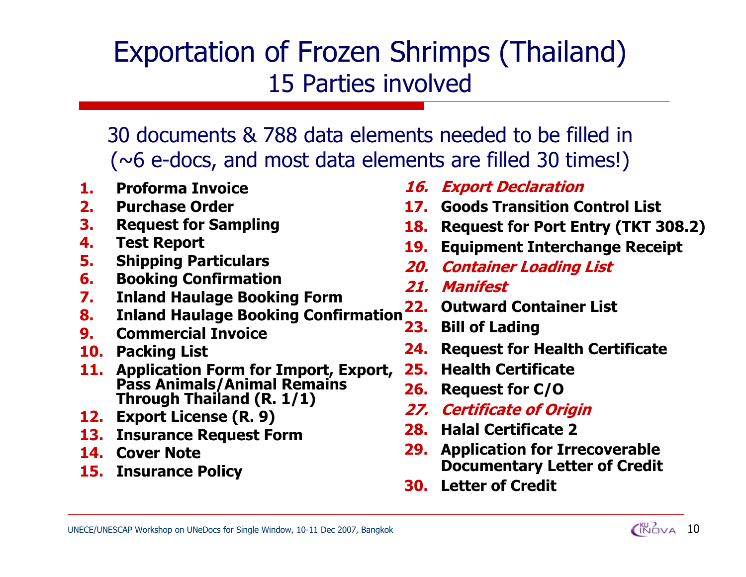# Exportation of Frozen Shrimps (Thailand)
## 15 Parties involved

30 documents & 788 data elements needed to be filled in (~6 e-docs, and most data elements are filled 30 times!)

1. **Proforma Invoice**
2. **Purchase Order**
3. **Request for Sampling**
4. **Test Report**
5. **Shipping Particulars**
6. **Booking Confirmation**
7. **Inland Haulage Booking Form**
8. **Inland Haulage Booking Confirmation**
9. **Commercial Invoice**
10. **Packing List**
11. **Application Form for Import, Export, Pass Animals/Animal Remains Through Thailand (R. 1/1)**
12. **Export License (R. 9)**
13. **Insurance Request Form**
14. **Cover Note**
15. **Insurance Policy**
16. ***Export Declaration***
17. **Goods Transition Control List**
18. **Request for Port Entry (TKT 308.2)**
19. **Equipment Interchange Receipt**
20. ***Container Loading List***
21. ***Manifest***
22. **Outward Container List**
23. **Bill of Lading**
24. **Request for Health Certificate**
25. **Health Certificate**
26. **Request for C/O**
27. ***Certificate of Origin***
28. **Halal Certificate 2**
29. **Application for Irrecoverable Documentary Letter of Credit**
30. **Letter of Credit**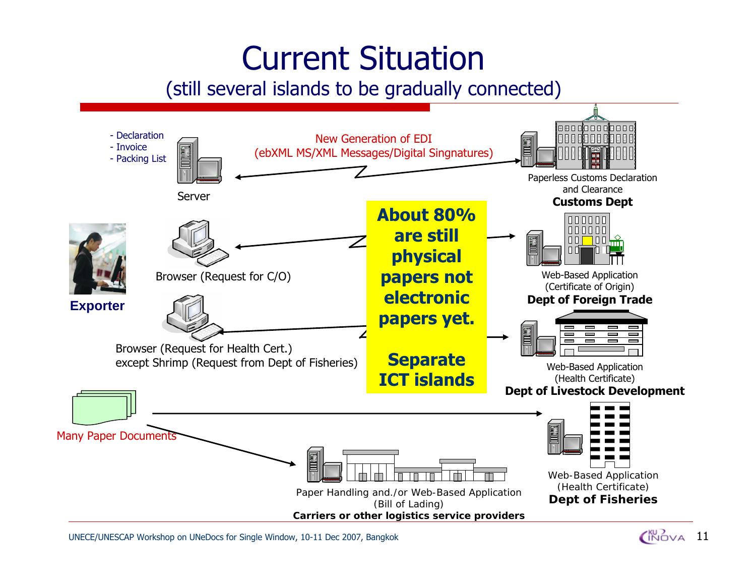# Current Situation

(still several islands to be gradually connected)

- Declaration
- Invoice
- Packing List

Server

New Generation of EDI
(ebXML MS/XML Messages/Digital Singnatures)

Paperless Customs Declaration and Clearance
**Customs Dept**

**Exporter**

Browser (Request for C/O)

Web-Based Application
(Certificate of Origin)
**Dept of Foreign Trade**

**About 80% are still physical papers not electronic papers yet.**

**Separate ICT islands**

Browser (Request for Health Cert.)
except Shrimp (Request from Dept of Fisheries)

Web-Based Application
(Health Certificate)
**Dept of Livestock Development**

Many Paper Documents

Web-Based Application
(Health Certificate)
**Dept of Fisheries**

Paper Handling and./or Web-Based Application
(Bill of Lading)
**Carriers or other logistics service providers**

UNECE/UNESCAP Workshop on UNeDocs for Single Window, 10-11 Dec 2007, Bangkok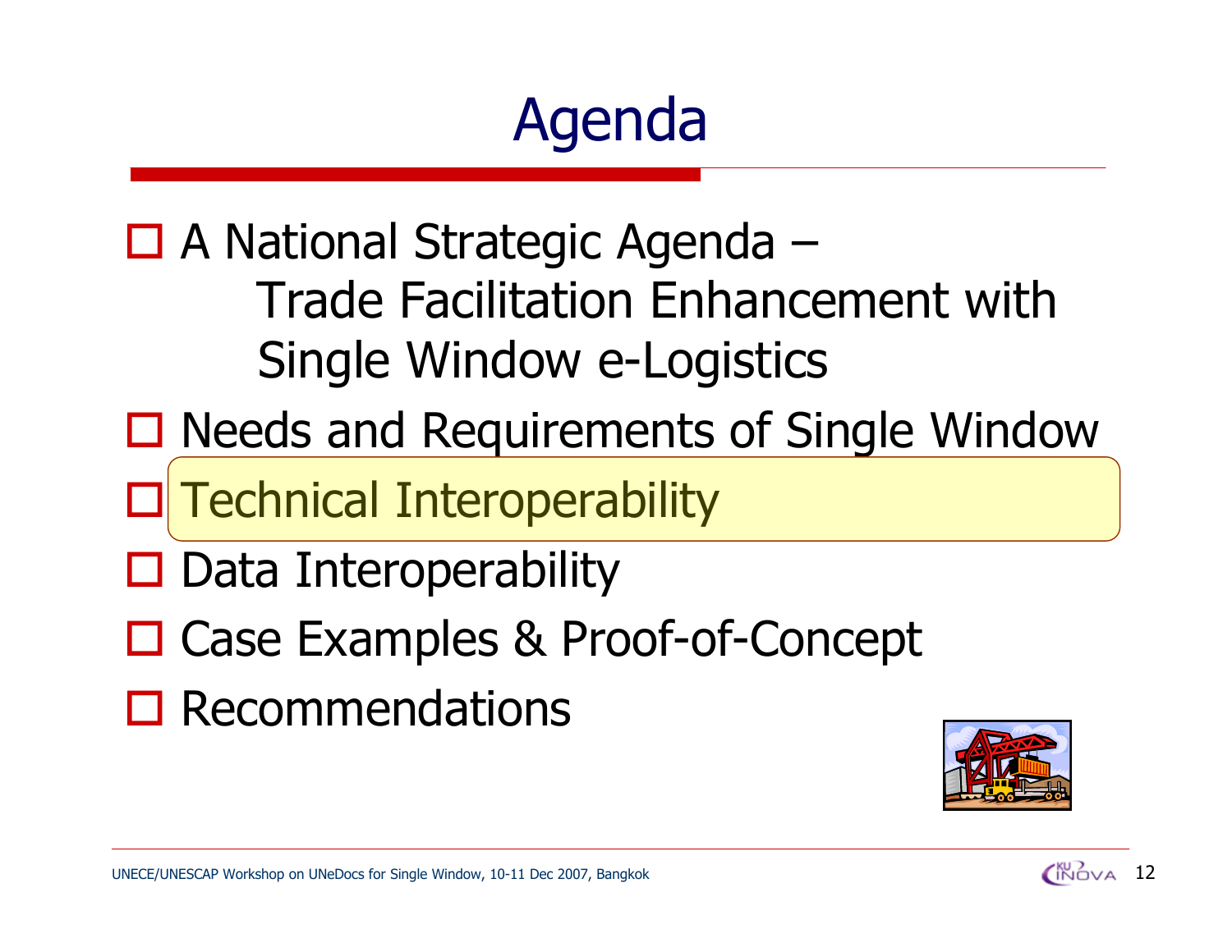# Agenda

- A National Strategic Agenda – Trade Facilitation Enhancement with Single Window e-Logistics
- Needs and Requirements of Single Window
- Technical Interoperability
- Data Interoperability
- Case Examples & Proof-of-Concept
- Recommendations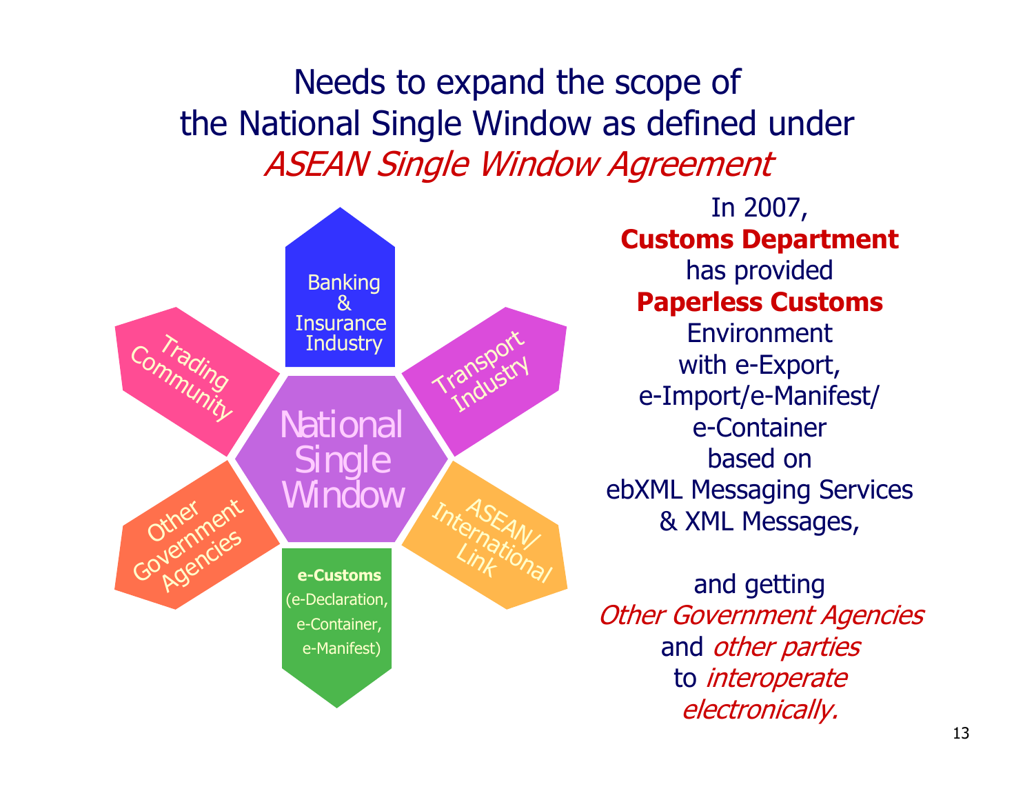# Needs to expand the scope of the National Single Window as defined under *ASEAN Single Window Agreement*

- National Single Window
  - Banking & Insurance Industry
  - Transport Industry
  - ASEAN/ International Link
  - **e-Customs** (e-Declaration, e-Container, e-Manifest)
  - Other Government Agencies
  - Trading Community

In 2007, **Customs Department** has provided **Paperless Customs** Environment with e-Export, e-Import/e-Manifest/ e-Container based on ebXML Messaging Services & XML Messages,

and getting *Other Government Agencies* and *other parties* to *interoperate electronically.*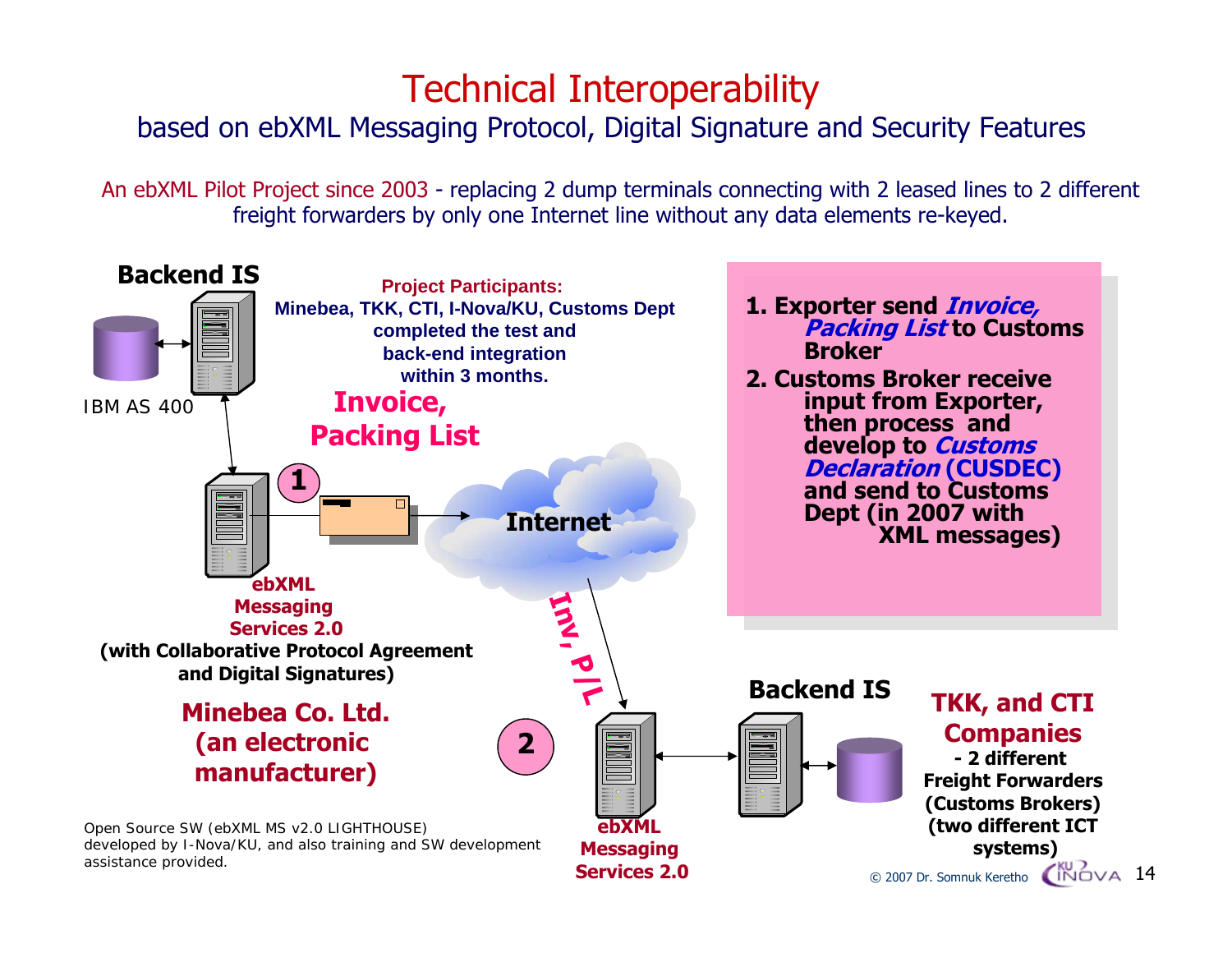# Technical Interoperability

## based on ebXML Messaging Protocol, Digital Signature and Security Features

An ebXML Pilot Project since 2003 - replacing 2 dump terminals connecting with 2 leased lines to 2 different freight forwarders by only one Internet line without any data elements re-keyed.

**Backend IS**

IBM AS 400

**Project Participants:**
**Minebea, TKK, CTI, I-Nova/KU, Customs Dept completed the test and back-end integration within 3 months.**

**Invoice, Packing List**

**1**

**Internet**

**Inv, P/L**

**ebXML Messaging Services 2.0**
**(with Collaborative Protocol Agreement and Digital Signatures)**

**Minebea Co. Ltd. (an electronic manufacturer)**

**2**

**1. Exporter send *Invoice, Packing List* to Customs Broker**

**2. Customs Broker receive input from Exporter, then process and develop to *Customs Declaration* (CUSDEC) and send to Customs Dept (in 2007 with XML messages)**

**Backend IS**

**ebXML Messaging Services 2.0**

**TKK, and CTI Companies**
**- 2 different Freight Forwarders (Customs Brokers) (two different ICT systems)**

Open Source SW (ebXML MS v2.0 LIGHTHOUSE) developed by I-Nova/KU, and also training and SW development assistance provided.

© 2007 Dr. Somnuk Keretho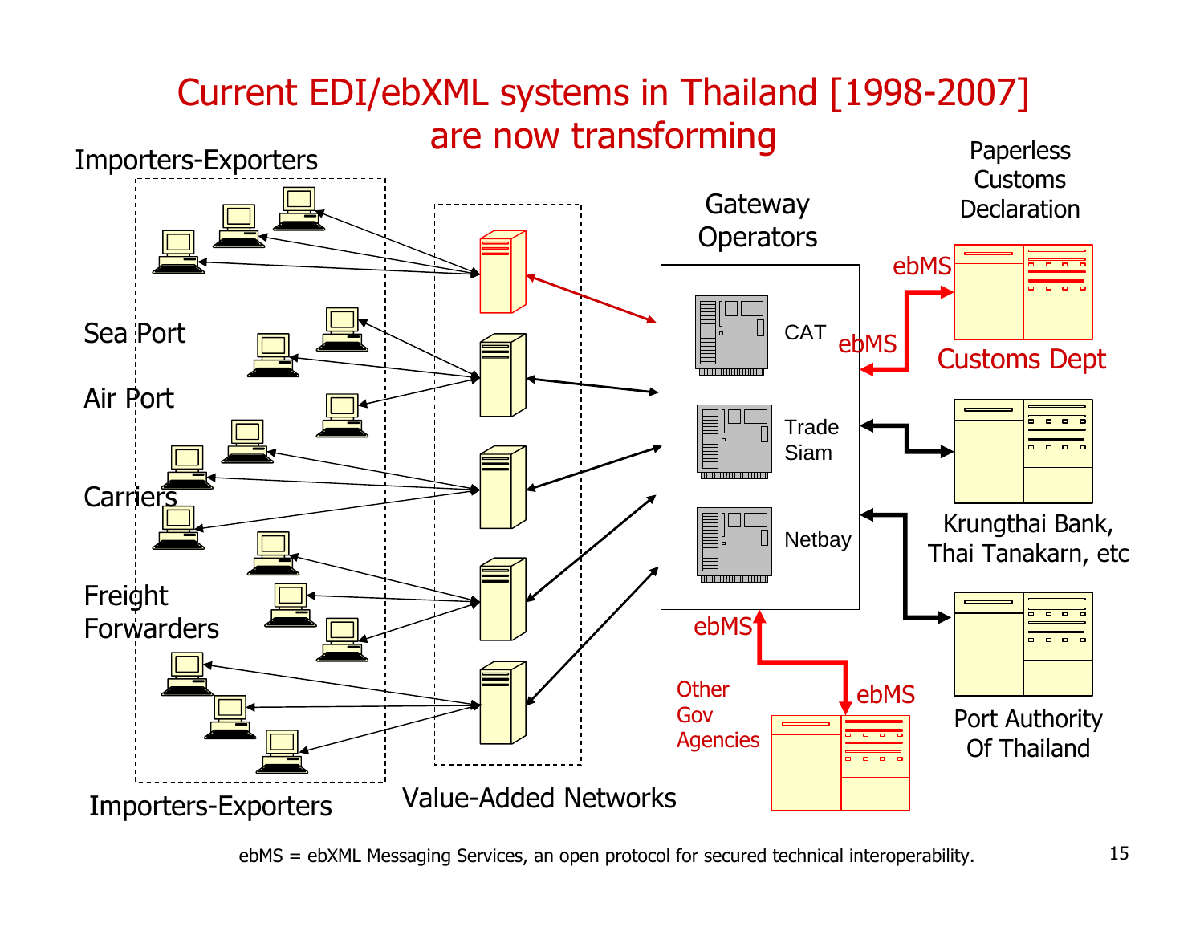# Current EDI/ebXML systems in Thailand [1998-2007] are now transforming

Importers-Exporters

Sea Port

Air Port

Carriers

Freight Forwarders

Importers-Exporters

Value-Added Networks

Gateway Operators

CAT

Trade Siam

Netbay

Paperless Customs Declaration

ebMS

ebMS

Customs Dept

Krungthai Bank, Thai Tanakarn, etc

Port Authority Of Thailand

ebMS

Other Gov Agencies

ebMS

ebMS = ebXML Messaging Services, an open protocol for secured technical interoperability.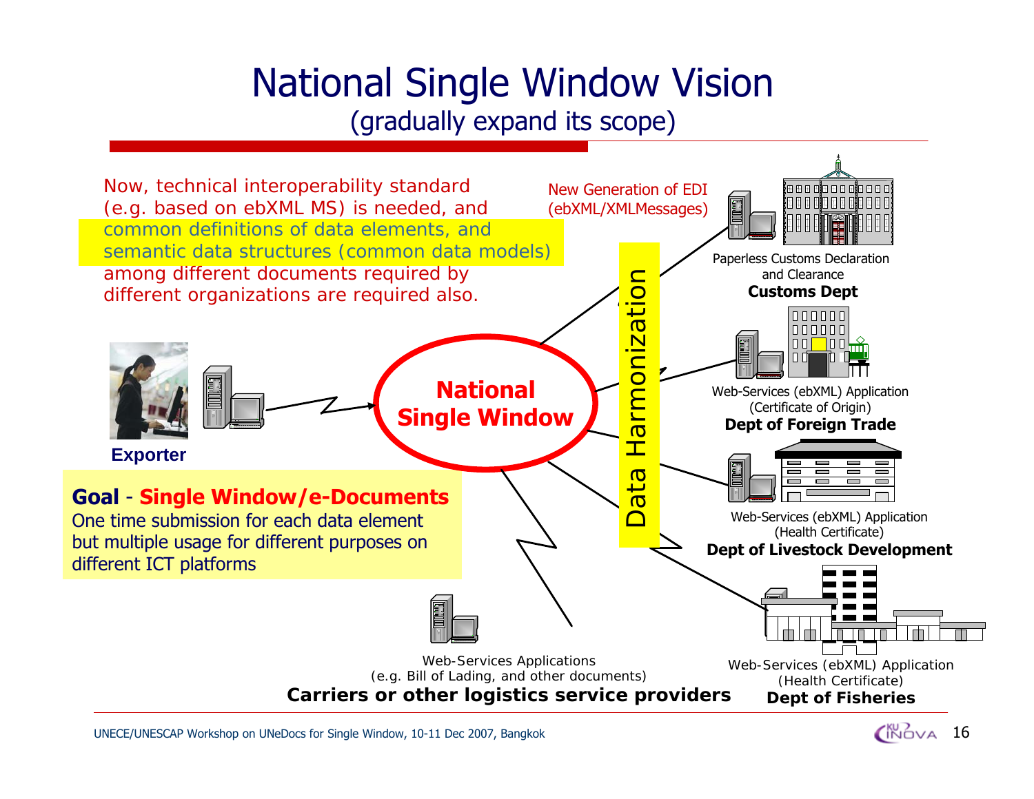# National Single Window Vision

(gradually expand its scope)

Now, technical interoperability standard (e.g. based on ebXML MS) is needed, and common definitions of data elements, and semantic data structures (common data models) among different documents required by different organizations are required also.

New Generation of EDI (ebXML/XMLMessages)

Paperless Customs Declaration and Clearance
**Customs Dept**

Web-Services (ebXML) Application (Certificate of Origin)
**Dept of Foreign Trade**

Web-Services (ebXML) Application (Health Certificate)
**Dept of Livestock Development**

Web-Services (ebXML) Application (Health Certificate)
**Dept of Fisheries**

Web-Services Applications (e.g. Bill of Lading, and other documents)
**Carriers or other logistics service providers**

**National Single Window**

Data Harmonization

**Exporter**

**Goal** - **Single Window/e-Documents**

One time submission for each data element but multiple usage for different purposes on different ICT platforms

UNECE/UNESCAP Workshop on UNeDocs for Single Window, 10-11 Dec 2007, Bangkok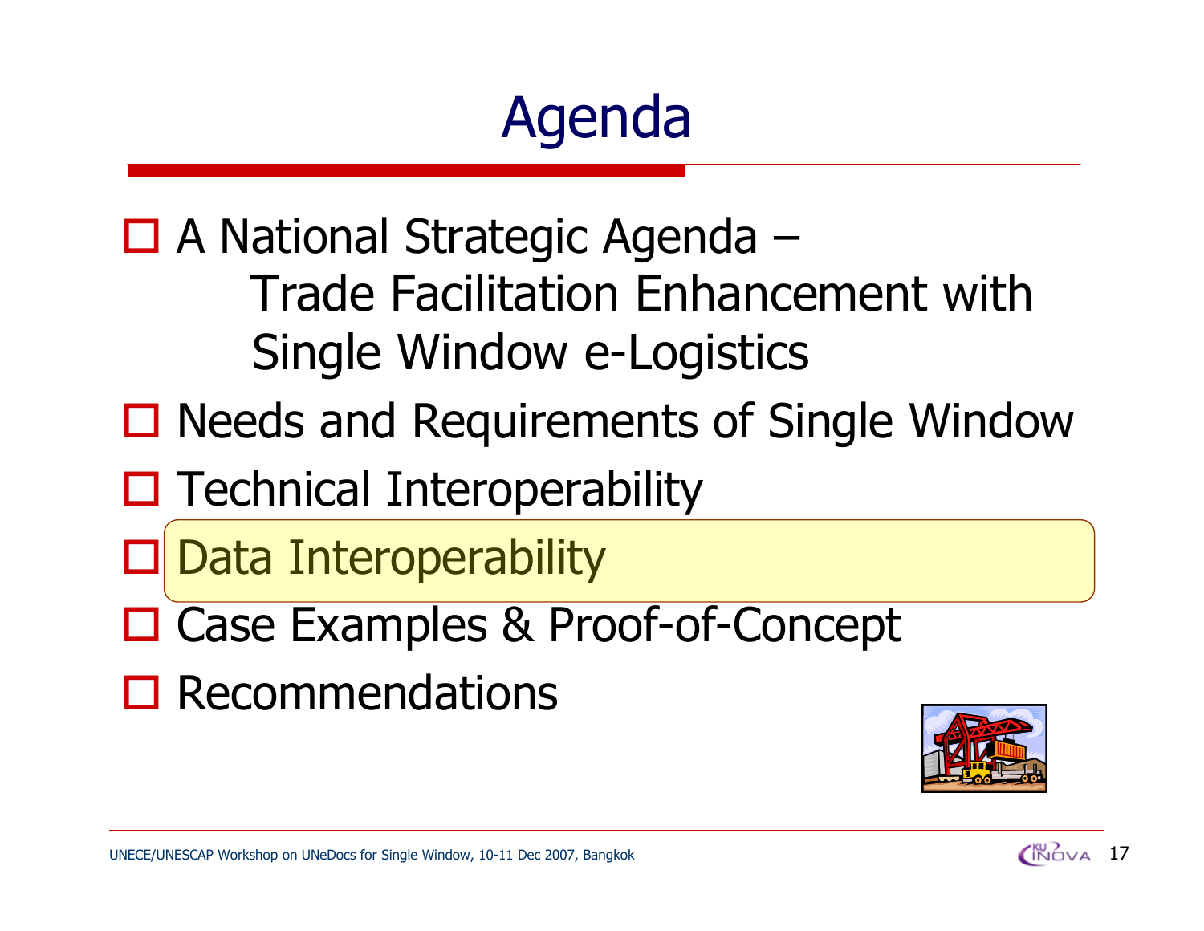# Agenda

- A National Strategic Agenda – Trade Facilitation Enhancement with Single Window e-Logistics
- Needs and Requirements of Single Window
- Technical Interoperability
- Data Interoperability
- Case Examples & Proof-of-Concept
- Recommendations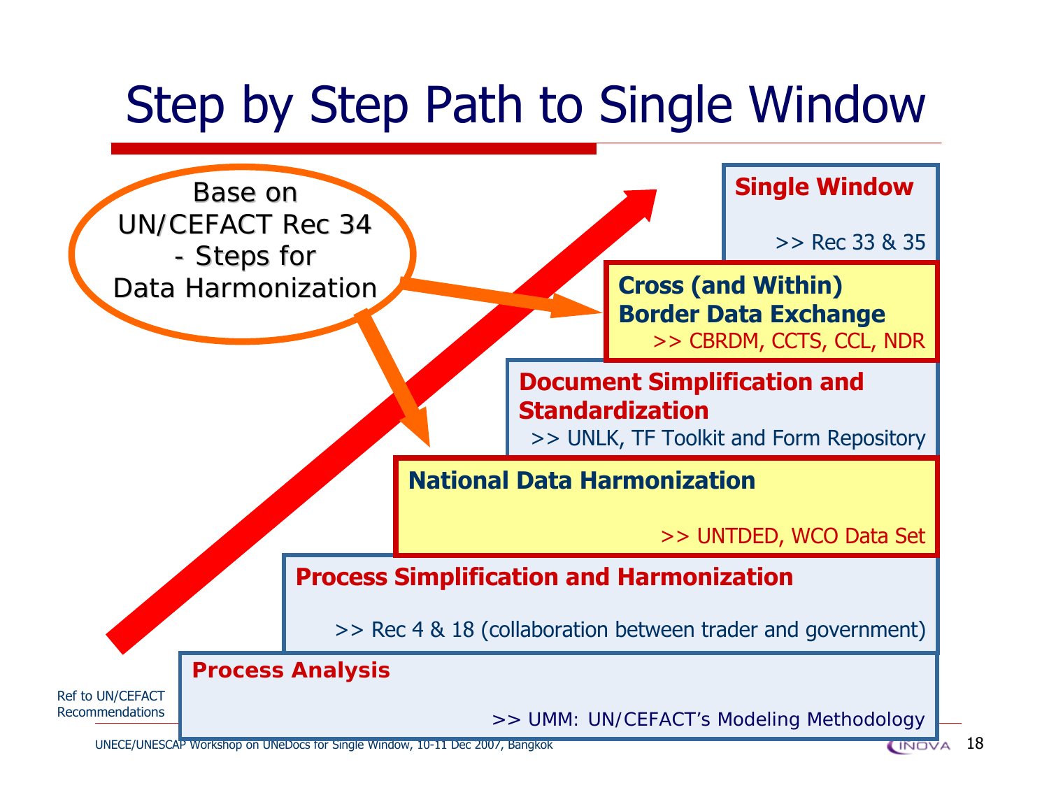# Step by Step Path to Single Window

Base on UN/CEFACT Rec 34 - Steps for Data Harmonization

**Single Window**

>> Rec 33 & 35

**Cross (and Within) Border Data Exchange**

>> CBRDM, CCTS, CCL, NDR

**Document Simplification and Standardization**

>> UNLK, TF Toolkit and Form Repository

**National Data Harmonization**

>> UNTDED, WCO Data Set

**Process Simplification and Harmonization**

>> Rec 4 & 18 (collaboration between trader and government)

**Process Analysis**

>> UMM: UN/CEFACT's Modeling Methodology

Ref to UN/CEFACT Recommendations

UNECE/UNESCAP Workshop on UNeDocs for Single Window, 10-11 Dec 2007, Bangkok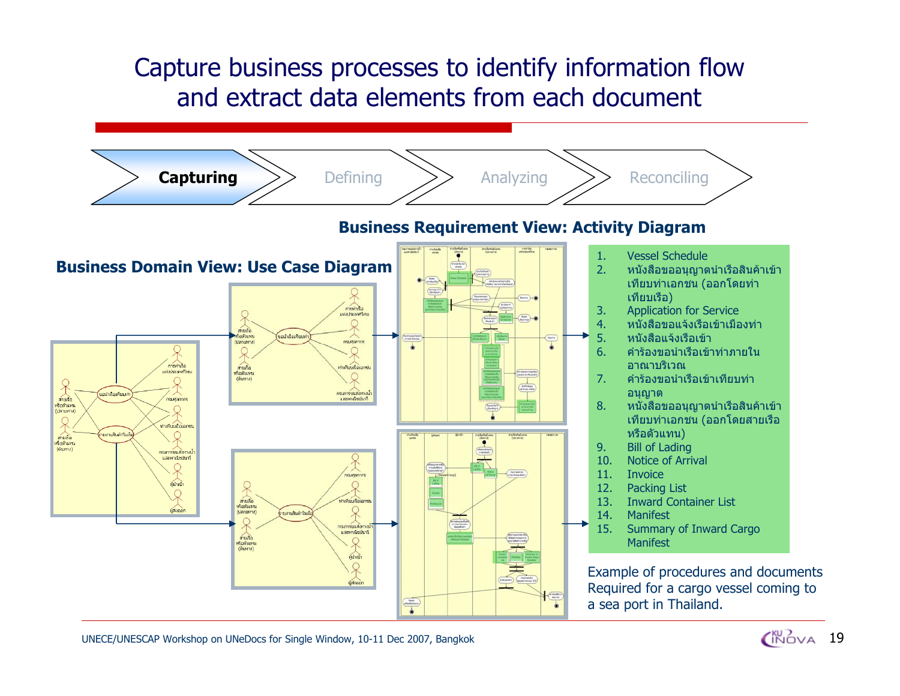# Capture business processes to identify information flow and extract data elements from each document

**Capturing** → Defining → Analyzing → Reconciling

**Business Requirement View: Activity Diagram**

**Business Domain View: Use Case Diagram**

1. Vessel Schedule
2. หนังสือขออนุญาตนำเรือสินค้าเข้าเทียบท่าเอกชน (ออกโดยท่าเทียบเรือ)
3. Application for Service
4. หนังสือขอแจ้งเรือเข้าเมืองท่า
5. หนังสือแจ้งเรือเข้า
6. คำร้องขอนำเรือเข้าท่าภายในอาณาบริเวณ
7. คำร้องขอนำเรือเข้าเทียบท่าอนุญาต
8. หนังสือขออนุญาตนำเรือสินค้าเข้าเทียบท่าเอกชน (ออกโดยสายเรือหรือตัวแทน)
9. Bill of Lading
10. Notice of Arrival
11. Invoice
12. Packing List
13. Inward Container List
14. Manifest
15. Summary of Inward Cargo Manifest

Example of procedures and documents Required for a cargo vessel coming to a sea port in Thailand.

UNECE/UNESCAP Workshop on UNeDocs for Single Window, 10-11 Dec 2007, Bangkok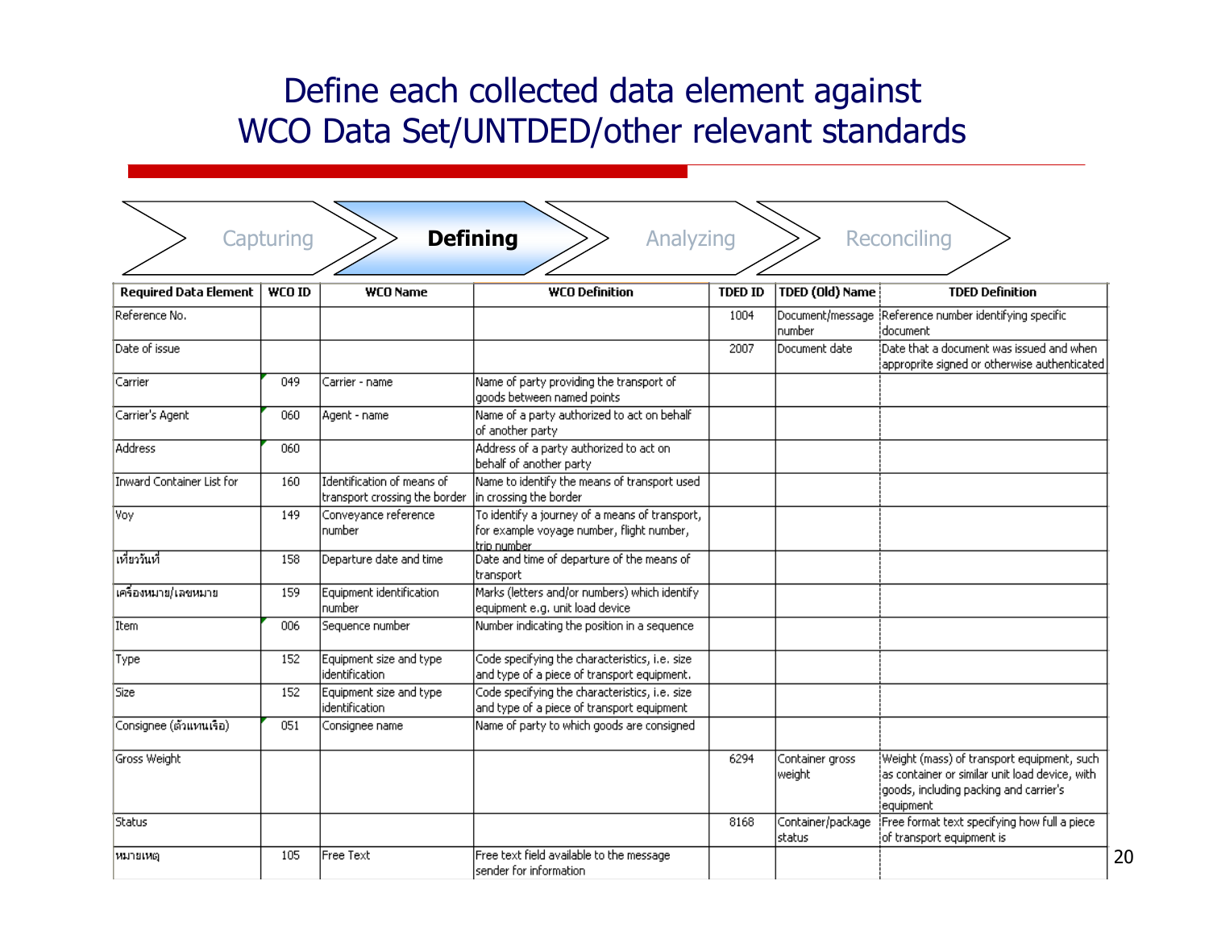# Define each collected data element against WCO Data Set/UNTDED/other relevant standards

Capturing → **Defining** → Analyzing → Reconciling

| Required Data Element | WCO ID | WCO Name | WCO Definition | TDED ID | TDED (Old) Name | TDED Definition |
|---|---|---|---|---|---|---|
| Reference No. | | | | 1004 | Document/message number | Reference number identifying specific document |
| Date of issue | | | | 2007 | Document date | Date that a document was issued and when appropriate signed or otherwise authenticated |
| Carrier | 049 | Carrier - name | Name of party providing the transport of goods between named points | | | |
| Carrier's Agent | 060 | Agent - name | Name of a party authorized to act on behalf of another party | | | |
| Address | 060 | | Address of a party authorized to act on behalf of another party | | | |
| Inward Container List for | 160 | Identification of means of transport crossing the border | Name to identify the means of transport used in crossing the border | | | |
| Voy | 149 | Conveyance reference number | To identify a journey of a means of transport, for example voyage number, flight number, trip number | | | |
| เที่ยววันที่ | 158 | Departure date and time | Date and time of departure of the means of transport | | | |
| เครื่องหมาย/เลขหมาย | 159 | Equipment identification number | Marks (letters and/or numbers) which identify equipment e.g. unit load device | | | |
| Item | 006 | Sequence number | Number indicating the position in a sequence | | | |
| Type | 152 | Equipment size and type identification | Code specifying the characteristics, i.e. size and type of a piece of transport equipment. | | | |
| Size | 152 | Equipment size and type identification | Code specifying the characteristics, i.e. size and type of a piece of transport equipment | | | |
| Consignee (ตัวแทนเรือ) | 051 | Consignee name | Name of party to which goods are consigned | | | |
| Gross Weight | | | | 6294 | Container gross weight | Weight (mass) of transport equipment, such as container or similar unit load device, with goods, including packing and carrier's equipment |
| Status | | | | 8168 | Container/package status | Free format text specifying how full a piece of transport equipment is |
| หมายเหตุ | 105 | Free Text | Free text field available to the message sender for information | | | |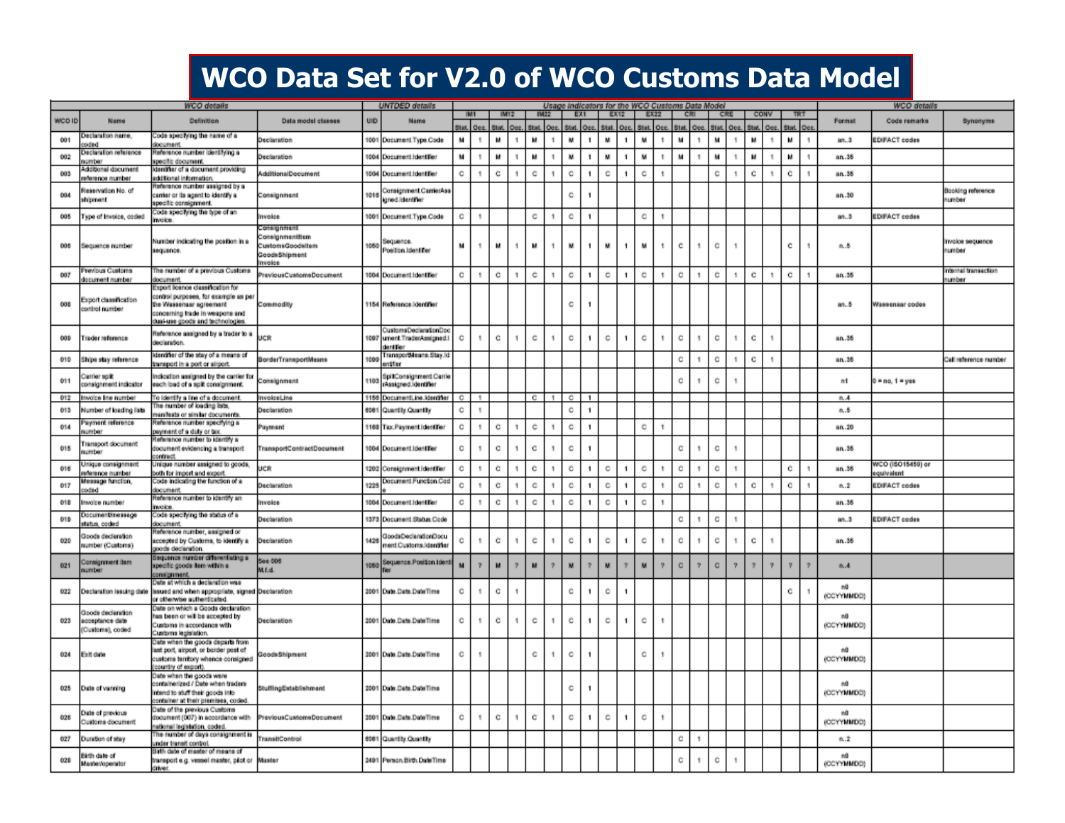# WCO Data Set for V2.0 of WCO Customs Data Model

| WCO details | | | | UNTDED details | | Usage indicators for the WCO Customs Data Model | | | | | | | | | | | | | | | | | | | | WCO details | | |
|---|---|---|---|---|---|---|---|---|---|---|---|---|---|---|---|---|---|---|---|---|---|---|---|---|---|---|---|---|
| | | | | | | IM1 | | IM12 | | IM22 | | EX1 | | EX12 | | EX22 | | CRI | | CRE | | CONV | | TRT | | | | |
| WCO ID | Name | Definition | Data model classes | UID | Name | Stat. | Occ. | Stat. | Occ. | Stat. | Occ. | Stat. | Occ. | Stat. | Occ. | Stat. | Occ. | Stat. | Occ. | Stat. | Occ. | Stat. | Occ. | Stat. | Occ. | Format | Code remarks | Synonyms |
| 001 | Declaration name, coded | Code specifying the name of a document. | Declaration | 1001 | Document.Type.Code | M | 1 | M | 1 | M | 1 | M | 1 | M | 1 | M | 1 | M | 1 | M | 1 | M | 1 | M | 1 | an..3 | EDIFACT codes | |
| 002 | Declaration reference number | Reference number identifying a specific document. | Declaration | 1004 | Document.Identifier | M | 1 | M | 1 | M | 1 | M | 1 | M | 1 | M | 1 | M | 1 | M | 1 | M | 1 | M | 1 | an..35 | | |
| 003 | Additional document reference number | Identifier of a document providing additional information. | AdditionalDocument | 1004 | Document.Identifier | C | 1 | C | 1 | C | 1 | C | 1 | C | 1 | C | 1 | | | C | 1 | C | 1 | C | 1 | an..35 | | |
| 004 | Reservation No. of shipment | Reference number assigned by a carrier or its agent to identify a specific consignment. | Consignment | 1016 | Consignment.CarrierAssigned.Identifier | | | | | | | C | 1 | | | | | | | | | | | | | an..30 | | Booking reference number |
| 005 | Type of invoice, coded | Code specifying the type of an invoice. | Invoice | 1001 | Document.Type.Code | C | 1 | | | C | 1 | C | 1 | | | C | 1 | | | | | | | | | an..3 | EDIFACT codes | |
| 006 | Sequence number | Number indicating the position in a sequence. | Consignment ConsignmentItem CustomsGoodsItem GoodsShipment Invoice | 1050 | Sequence.Position.Identifier | M | 1 | M | 1 | M | 1 | M | 1 | M | 1 | M | 1 | C | 1 | C | 1 | | | C | 1 | n..5 | | Invoice sequence number |
| 007 | Previous Customs document number | The number of a previous Customs document. | PreviousCustomsDocument | 1004 | Document.Identifier | C | 1 | C | 1 | C | 1 | C | 1 | C | 1 | C | 1 | C | 1 | C | 1 | C | 1 | C | 1 | an..35 | | Internal transaction number |
| 008 | Export classification control number | Export licence classification for control purposes, for example as per the Wassenaar agreement concerning trade in weapons and dual-use goods and technologies. | Commodity | 1154 | Reference.Identifier | | | | | | | C | 1 | | | | | | | | | | | | | an..5 | Wassenaar codes | |
| 009 | Trader reference | Reference assigned by a trader to a declaration. | UCR | 1007 | CustomsDeclarationDocument.TraderAssigned.Identifier | C | 1 | C | 1 | C | 1 | C | 1 | C | 1 | C | 1 | C | 1 | C | 1 | C | 1 | | | an..35 | | |
| 010 | Ships stay reference | Identifier of the stay of a means of transport in a port or airport. | BorderTransportMeans | 1099 | TransportMeans.Stay.Identifier | | | | | | | | | | | | | C | 1 | C | 1 | C | 1 | | | an..35 | | Call reference number |
| 011 | Carrier split consignment indicator | Indication assigned by the carrier for each load of a split consignment. | Consignment | 1103 | SplitConsignment.CarrierAssigned.Identifier | | | | | | | | | | | | | C | 1 | C | 1 | | | | | n1 | 0 = no, 1 = yes | |
| 012 | Invoice line number | To identify a line of a document. | InvoiceLine | 1156 | DocumentLine.Identifier | C | 1 | | | C | 1 | C | 1 | | | | | | | | | | | | | n..4 | | |
| 013 | Number of loading lists | The number of loading lists, manifests or similar documents. | Declaration | 6061 | Quantity.Quantity | C | 1 | | | | | C | 1 | | | | | | | | | | | | | n..5 | | |
| 014 | Payment reference number | Reference number specifying a payment of a duty or tax. | Payment | 1169 | Tax.Payment.Identifier | C | 1 | C | 1 | C | 1 | C | 1 | | | C | 1 | | | | | | | | | an..20 | | |
| 015 | Transport document number | Reference number to identify a document evidencing a transport contract. | TransportContractDocument | 1004 | Document.Identifier | C | 1 | C | 1 | C | 1 | C | 1 | | | | | C | 1 | C | 1 | | | | | an..35 | | |
| 016 | Unique consignment reference number | Unique number assigned to goods, both for import and export. | UCR | 1202 | Consignment.Identifier | C | 1 | C | 1 | C | 1 | C | 1 | C | 1 | C | 1 | C | 1 | C | 1 | | | C | 1 | an..35 | WCO (ISO15459) or equivalent | |
| 017 | Message function, coded | Code indicating the function of a document. | Declaration | 1225 | Document.Function.Code | C | 1 | C | 1 | C | 1 | C | 1 | C | 1 | C | 1 | C | 1 | C | 1 | C | 1 | C | 1 | n..2 | EDIFACT codes | |
| 018 | Invoice number | Reference number to identify an invoice. | Invoice | 1004 | Document.Identifier | C | 1 | C | 1 | C | 1 | C | 1 | C | 1 | C | 1 | | | | | | | | | an..35 | | |
| 019 | Document/message status, coded | Code specifying the status of a document. | Declaration | 1373 | Document.Status.Code | | | | | | | | | | | | | C | 1 | C | 1 | | | | | an..3 | EDIFACT codes | |
| 020 | Goods declaration number (Customs) | Reference number, assigned or accepted by Customs, to identify a goods declaration. | Declaration | 1426 | GoodsDeclarationDocument.Customs.Identifier | C | 1 | C | 1 | C | 1 | C | 1 | C | 1 | C | 1 | C | 1 | C | 1 | C | 1 | | | an..35 | | |
| 021 | Consignment item number | Sequence number differentiating a specific goods item within a consignment. | See 006 M.f.d. | 1050 | Sequence.Position.Identifier | M | ? | M | ? | M | ? | M | ? | M | ? | M | ? | C | ? | C | ? | ? | ? | ? | ? | n..4 | | |
| 022 | Declaration issuing date | Date at which a declaration was issued and when appropriate, signed or otherwise authenticated. | Declaration | 2001 | Date.Date.DateTime | C | 1 | C | 1 | | | C | 1 | C | 1 | | | | | | | | | C | 1 | n8 (CCYYMMDD) | | |
| 023 | Goods declaration acceptance date (Customs), coded | Date on which a Goods declaration has been or will be accepted by Customs in accordance with Customs legislation. | Declaration | 2001 | Date.Date.DateTime | C | 1 | C | 1 | C | 1 | C | 1 | C | 1 | C | 1 | | | | | | | | | n8 (CCYYMMDD) | | |
| 024 | Exit date | Date when the goods departs from last port, airport, or border post of customs territory whence consigned (country of export). | GoodsShipment | 2001 | Date.Date.DateTime | C | 1 | | | C | 1 | C | 1 | | | C | 1 | | | | | | | | | n8 (CCYYMMDD) | | |
| 025 | Date of vanning | Date when the goods were containerized / Date when traders intend to stuff their goods into container at their premises, coded. | StuffingEstablishment | 2001 | Date.Date.DateTime | | | | | | | C | 1 | | | | | | | | | | | | | n8 (CCYYMMDD) | | |
| 026 | Date of previous Customs document | Date of the previous Customs document (007) in accordance with national legislation, coded. | PreviousCustomsDocument | 2001 | Date.Date.DateTime | C | 1 | C | 1 | C | 1 | C | 1 | C | 1 | C | 1 | | | | | | | | | n8 (CCYYMMDD) | | |
| 027 | Duration of stay | The number of days consignment is under transit control. | TransitControl | 6061 | Quantity.Quantity | | | | | | | | | | | | | C | 1 | | | | | | | n..2 | | |
| 028 | Birth date of Master/operator | Birth date of master of means of transport e.g. vessel master, pilot or driver. | Master | 2401 | Person.Birth.DateTime | | | | | | | | | | | | | C | 1 | C | 1 | | | | | n8 (CCYYMMDD) | | |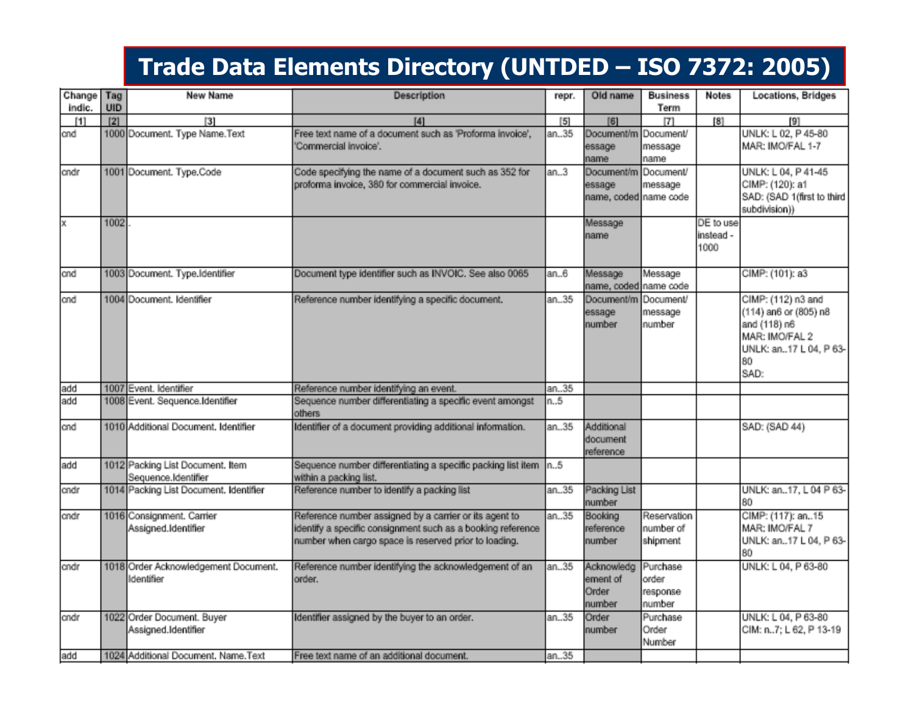# Trade Data Elements Directory (UNTDED – ISO 7372: 2005)

| Change indic. | Tag UID | New Name | Description | repr. | Old name | Business Term | Notes | Locations, Bridges |
|---|---|---|---|---|---|---|---|---|
| [1] | [2] | [3] | [4] | [5] | [6] | [7] | [8] | [9] |
| cnd | 1000 | Document. Type Name.Text | Free text name of a document such as 'Proforma invoice', 'Commercial invoice'. | an..35 | Document/message name | Document/ message name | | UNLK: L 02, P 45-80 MAR: IMO/FAL 1-7 |
| cndr | 1001 | Document. Type.Code | Code specifying the name of a document such as 352 for proforma invoice, 380 for commercial invoice. | an..3 | Document/message name, coded | Document/ message name code | | UNLK: L 04, P 41-45 CIMP: (120): a1 SAD: (SAD 1(first to third subdivision)) |
| x | 1002 | . | | | Message name | | DE to use instead - 1000 | |
| cnd | 1003 | Document. Type.Identifier | Document type identifier such as INVOIC. See also 0065 | an..6 | Message name, coded | Message name code | | CIMP: (101): a3 |
| cnd | 1004 | Document. Identifier | Reference number identifying a specific document. | an..35 | Document/message number | Document/ message number | | CIMP: (112) n3 and (114) an6 or (805) n8 and (118) n6 MAR: IMO/FAL 2 UNLK: an..17 L 04, P 63-80 SAD: |
| add | 1007 | Event. Identifier | Reference number identifying an event. | an..35 | | | | |
| add | 1008 | Event. Sequence.Identifier | Sequence number differentiating a specific event amongst others | n..5 | | | | |
| cnd | 1010 | Additional Document. Identifier | Identifier of a document providing additional information. | an..35 | Additional document reference | | | SAD: (SAD 44) |
| add | 1012 | Packing List Document. Item Sequence.Identifier | Sequence number differentiating a specific packing list item within a packing list. | n..5 | | | | |
| cndr | 1014 | Packing List Document. Identifier | Reference number to identify a packing list | an..35 | Packing List number | | | UNLK: an..17, L 04 P 63-80 |
| cndr | 1016 | Consignment. Carrier Assigned.Identifier | Reference number assigned by a carrier or its agent to identify a specific consignment such as a booking reference number when cargo space is reserved prior to loading. | an..35 | Booking reference number | Reservation number of shipment | | CIMP: (117): an..15 MAR: IMO/FAL 7 UNLK: an..17 L 04, P 63-80 |
| cndr | 1018 | Order Acknowledgement Document. Identifier | Reference number identifying the acknowledgement of an order. | an..35 | Acknowledgement of Order number | Purchase order response number | | UNLK: L 04, P 63-80 |
| cndr | 1022 | Order Document. Buyer Assigned.Identifier | Identifier assigned by the buyer to an order. | an..35 | Order number | Purchase Order Number | | UNLK: L 04, P 63-80 CIM: n..7; L 62, P 13-19 |
| add | 1024 | Additional Document. Name.Text | Free text name of an additional document. | an..35 | | | | |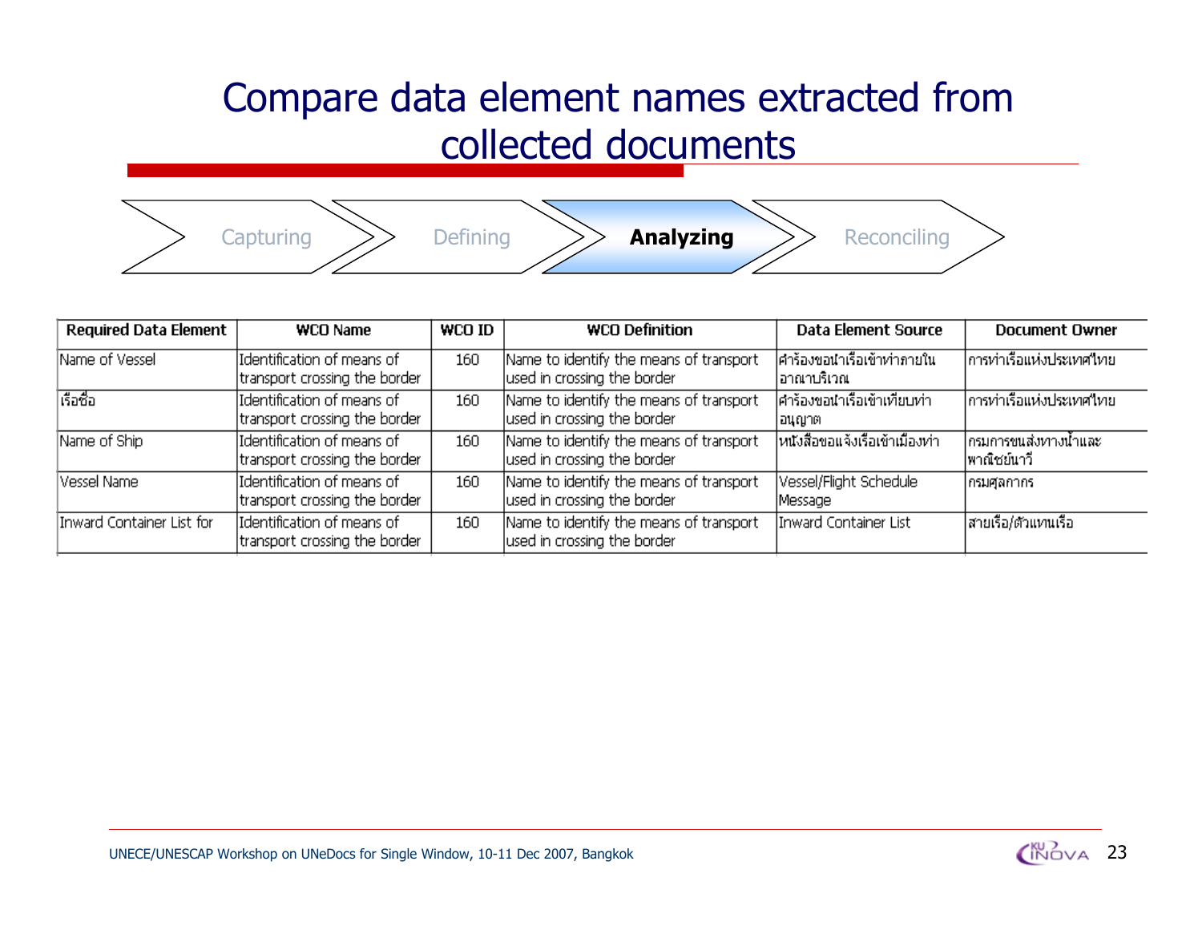# Compare data element names extracted from collected documents

Capturing → Defining → **Analyzing** → Reconciling

| Required Data Element | WCO Name | WCO ID | WCO Definition | Data Element Source | Document Owner |
|---|---|---|---|---|---|
| Name of Vessel | Identification of means of transport crossing the border | 160 | Name to identify the means of transport used in crossing the border | คำร้องขอนำเรือเข้าท่าภายในอาณาบริเวณ | การท่าเรือแห่งประเทศไทย |
| เรือชื่อ | Identification of means of transport crossing the border | 160 | Name to identify the means of transport used in crossing the border | คำร้องขอนำเรือเข้าเทียบท่าอนุญาต | การท่าเรือแห่งประเทศไทย |
| Name of Ship | Identification of means of transport crossing the border | 160 | Name to identify the means of transport used in crossing the border | หนังสือขอแจ้งเรือเข้าเมืองท่า | กรมการขนส่งทางน้ำและพาณิชย์นาวี |
| Vessel Name | Identification of means of transport crossing the border | 160 | Name to identify the means of transport used in crossing the border | Vessel/Flight Schedule Message | กรมศุลกากร |
| Inward Container List for | Identification of means of transport crossing the border | 160 | Name to identify the means of transport used in crossing the border | Inward Container List | สายเรือ/ตัวแทนเรือ |

UNECE/UNESCAP Workshop on UNeDocs for Single Window, 10-11 Dec 2007, Bangkok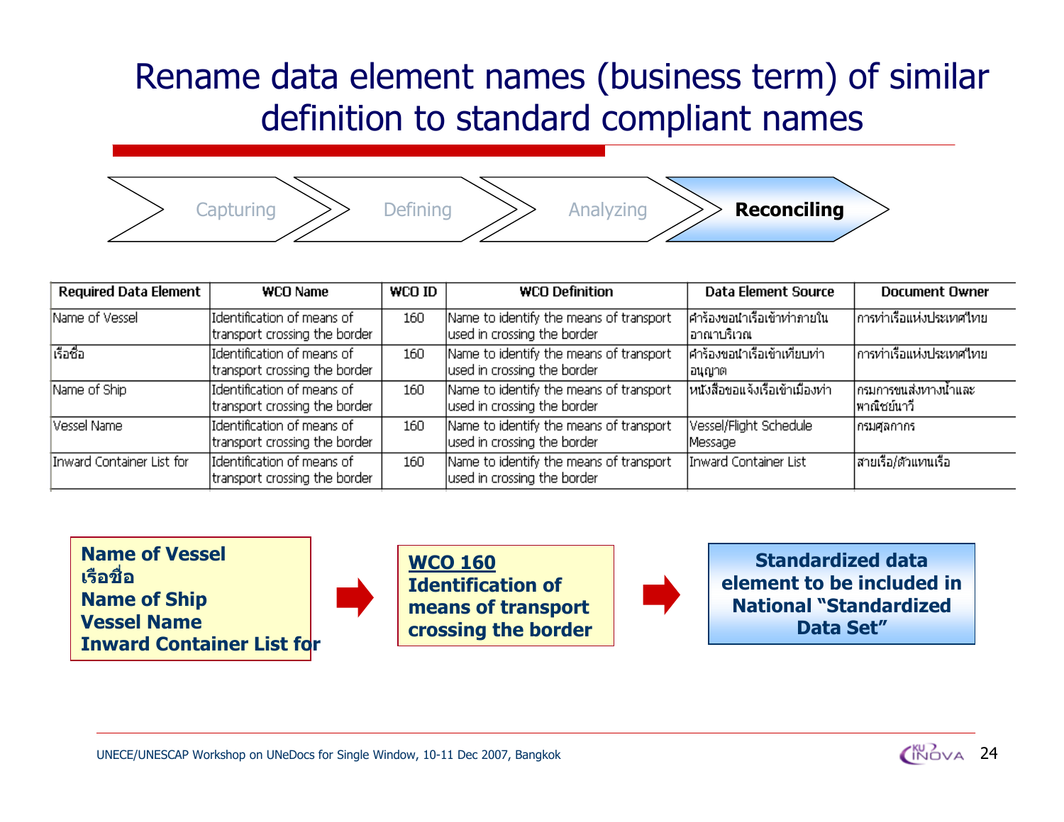# Rename data element names (business term) of similar definition to standard compliant names

Capturing → Defining → Analyzing → **Reconciling**

| Required Data Element | WCO Name | WCO ID | WCO Definition | Data Element Source | Document Owner |
|---|---|---|---|---|---|
| Name of Vessel | Identification of means of transport crossing the border | 160 | Name to identify the means of transport used in crossing the border | คำร้องขอนำเรือเข้าท่าภายในอาณาบริเวณ | การท่าเรือแห่งประเทศไทย |
| เรือชื่อ | Identification of means of transport crossing the border | 160 | Name to identify the means of transport used in crossing the border | คำร้องขอนำเรือเข้าเทียบท่าอนุญาต | การท่าเรือแห่งประเทศไทย |
| Name of Ship | Identification of means of transport crossing the border | 160 | Name to identify the means of transport used in crossing the border | หนังสือขอแจ้งเรือเข้าเมืองท่า | กรมการขนส่งทางน้ำและพาณิชยนาวี |
| Vessel Name | Identification of means of transport crossing the border | 160 | Name to identify the means of transport used in crossing the border | Vessel/Flight Schedule Message | กรมศุลกากร |
| Inward Container List for | Identification of means of transport crossing the border | 160 | Name to identify the means of transport used in crossing the border | Inward Container List | สายเรือ/ตัวแทนเรือ |

**Name of Vessel**
**เรือชื่อ**
**Name of Ship**
**Vessel Name**
**Inward Container List for**

→

**WCO 160**
**Identification of means of transport crossing the border**

→

**Standardized data element to be included in National "Standardized Data Set"**

UNECE/UNESCAP Workshop on UNeDocs for Single Window, 10-11 Dec 2007, Bangkok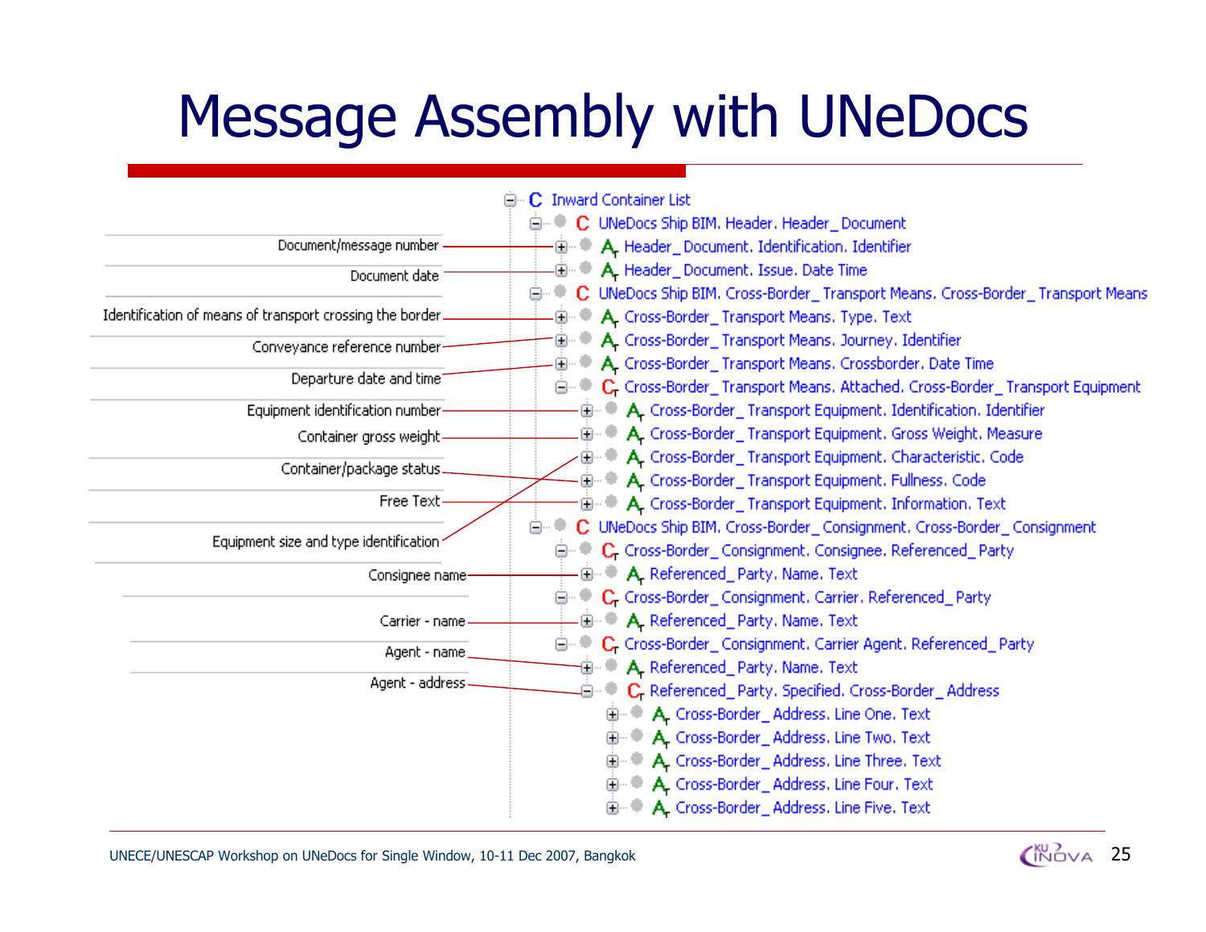# Message Assembly with UNeDocs

| Label | Message element |
|---|---|
| | C Inward Container List |
| | C UNeDocs Ship BIM. Header. Header_Document |
| Document/message number | A Header_Document. Identification. Identifier |
| Document date | A Header_Document. Issue. Date Time |
| | C UNeDocs Ship BIM. Cross-Border_Transport Means. Cross-Border_Transport Means |
| Identification of means of transport crossing the border | A Cross-Border_Transport Means. Type. Text |
| Conveyance reference number | A Cross-Border_Transport Means. Journey. Identifier |
| Departure date and time | A Cross-Border_Transport Means. Crossborder. Date Time |
| | C Cross-Border_Transport Means. Attached. Cross-Border_Transport Equipment |
| Equipment identification number | A Cross-Border_Transport Equipment. Identification. Identifier |
| Container gross weight | A Cross-Border_Transport Equipment. Gross Weight. Measure |
| Equipment size and type identification | A Cross-Border_Transport Equipment. Characteristic. Code |
| Container/package status | A Cross-Border_Transport Equipment. Fullness. Code |
| Free Text | A Cross-Border_Transport Equipment. Information. Text |
| | C UNeDocs Ship BIM. Cross-Border_Consignment. Cross-Border_Consignment |
| | C Cross-Border_Consignment. Consignee. Referenced_Party |
| Consignee name | A Referenced_Party. Name. Text |
| | C Cross-Border_Consignment. Carrier. Referenced_Party |
| Carrier - name | A Referenced_Party. Name. Text |
| | C Cross-Border_Consignment. Carrier Agent. Referenced_Party |
| Agent - name | A Referenced_Party. Name. Text |
| Agent - address | C Referenced_Party. Specified. Cross-Border_Address |
| | A Cross-Border_Address. Line One. Text |
| | A Cross-Border_Address. Line Two. Text |
| | A Cross-Border_Address. Line Three. Text |
| | A Cross-Border_Address. Line Four. Text |
| | A Cross-Border_Address. Line Five. Text |

UNECE/UNESCAP Workshop on UNeDocs for Single Window, 10-11 Dec 2007, Bangkok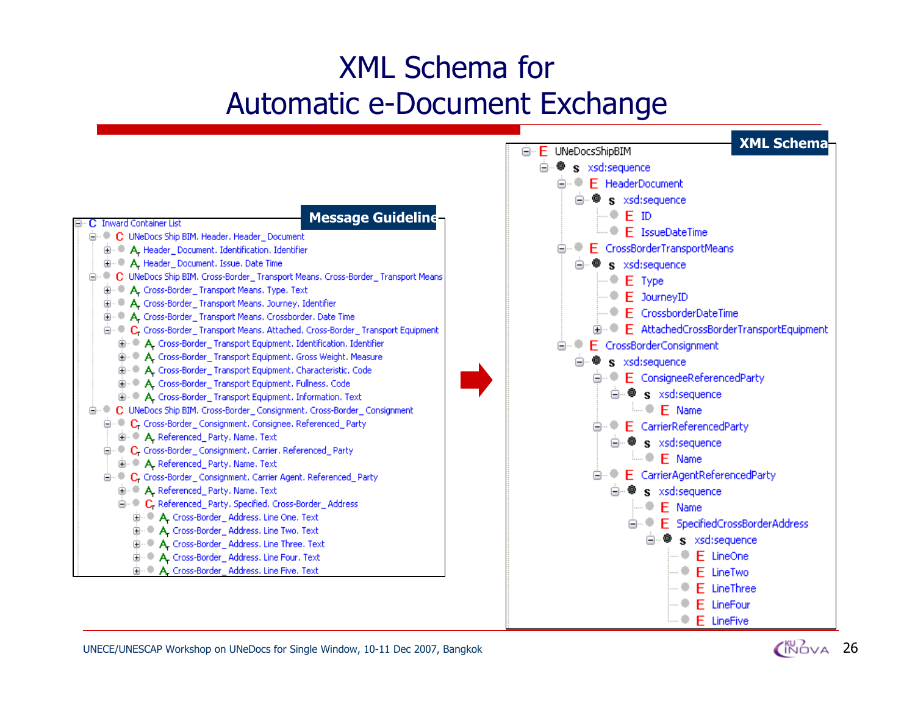# XML Schema for Automatic e-Document Exchange

**Message Guideline**

- C Inward Container List
  - C UNeDocs Ship BIM. Header. Header_ Document
    - A Header_ Document. Identification. Identifier
    - A Header_ Document. Issue. Date Time
  - C UNeDocs Ship BIM. Cross-Border_ Transport Means. Cross-Border_ Transport Means
    - A Cross-Border_ Transport Means. Type. Text
    - A Cross-Border_ Transport Means. Journey. Identifier
    - A Cross-Border_ Transport Means. Crossborder. Date Time
    - C Cross-Border_ Transport Means. Attached. Cross-Border_ Transport Equipment
      - A Cross-Border_ Transport Equipment. Identification. Identifier
      - A Cross-Border_ Transport Equipment. Gross Weight. Measure
      - A Cross-Border_ Transport Equipment. Characteristic. Code
      - A Cross-Border_ Transport Equipment. Fullness. Code
      - A Cross-Border_ Transport Equipment. Information. Text
  - C UNeDocs Ship BIM. Cross-Border_ Consignment. Cross-Border_ Consignment
    - C Cross-Border_ Consignment. Consignee. Referenced_ Party
      - A Referenced_ Party. Name. Text
    - C Cross-Border_ Consignment. Carrier. Referenced_ Party
      - A Referenced_ Party. Name. Text
    - C Cross-Border_ Consignment. Carrier Agent. Referenced_ Party
      - A Referenced_ Party. Name. Text
      - C Referenced_ Party. Specified. Cross-Border_ Address
        - A Cross-Border_ Address. Line One. Text
        - A Cross-Border_ Address. Line Two. Text
        - A Cross-Border_ Address. Line Three. Text
        - A Cross-Border_ Address. Line Four. Text
        - A Cross-Border_ Address. Line Five. Text

**XML Schema**

- E UNeDocsShipBIM
  - s xsd:sequence
    - E HeaderDocument
      - s xsd:sequence
        - E ID
        - E IssueDateTime
    - E CrossBorderTransportMeans
      - s xsd:sequence
        - E Type
        - E JourneyID
        - E CrossborderDateTime
        - E AttachedCrossBorderTransportEquipment
    - E CrossBorderConsignment
      - s xsd:sequence
        - E ConsigneeReferencedParty
          - s xsd:sequence
            - E Name
        - E CarrierReferencedParty
          - s xsd:sequence
            - E Name
        - E CarrierAgentReferencedParty
          - s xsd:sequence
            - E Name
            - E SpecifiedCrossBorderAddress
              - s xsd:sequence
                - E LineOne
                - E LineTwo
                - E LineThree
                - E LineFour
                - E LineFive

UNECE/UNESCAP Workshop on UNeDocs for Single Window, 10-11 Dec 2007, Bangkok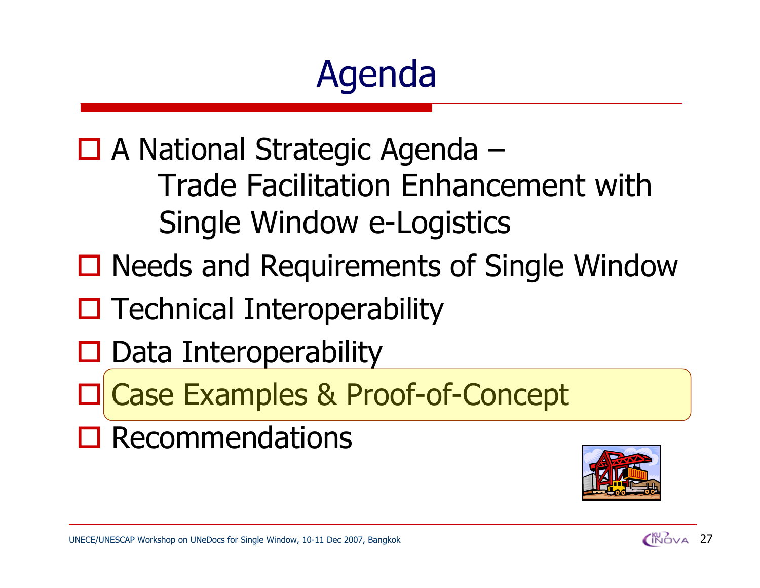# Agenda

- A National Strategic Agenda – Trade Facilitation Enhancement with Single Window e-Logistics
- Needs and Requirements of Single Window
- Technical Interoperability
- Data Interoperability
- Case Examples & Proof-of-Concept
- Recommendations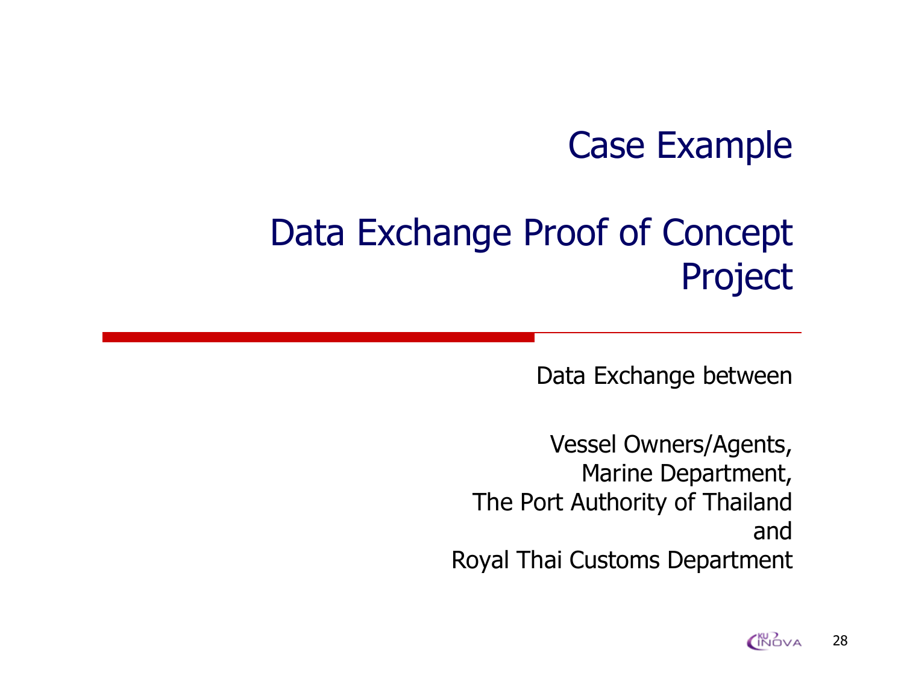# Case Example

# Data Exchange Proof of Concept Project

Data Exchange between

Vessel Owners/Agents,
Marine Department,
The Port Authority of Thailand
and
Royal Thai Customs Department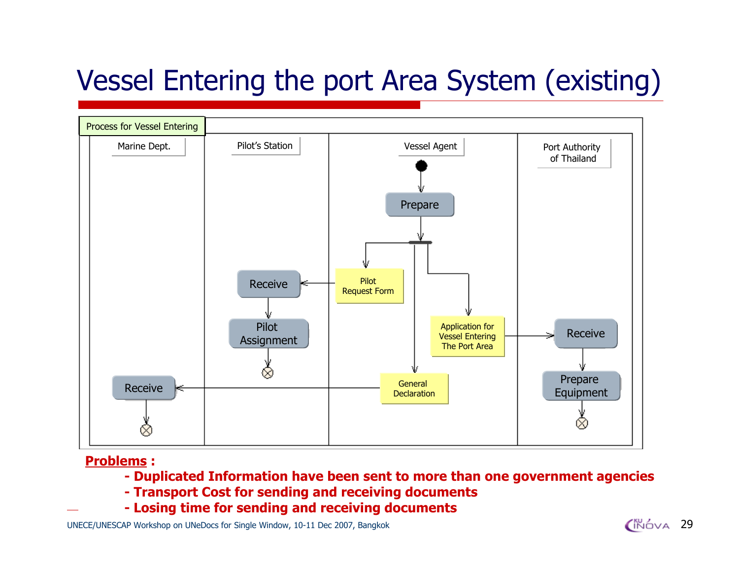# Vessel Entering the port Area System (existing)

Process for Vessel Entering

| Marine Dept. | Pilot's Station | Vessel Agent | Port Authority of Thailand |
|---|---|---|---|
| Receive | Receive → Pilot Assignment | Prepare → Pilot Request Form, Application for Vessel Entering The Port Area, General Declaration | Receive → Prepare Equipment |

**Problems :**

- **Duplicated Information have been sent to more than one government agencies**
- **Transport Cost for sending and receiving documents**
- **Losing time for sending and receiving documents**

UNECE/UNESCAP Workshop on UNeDocs for Single Window, 10-11 Dec 2007, Bangkok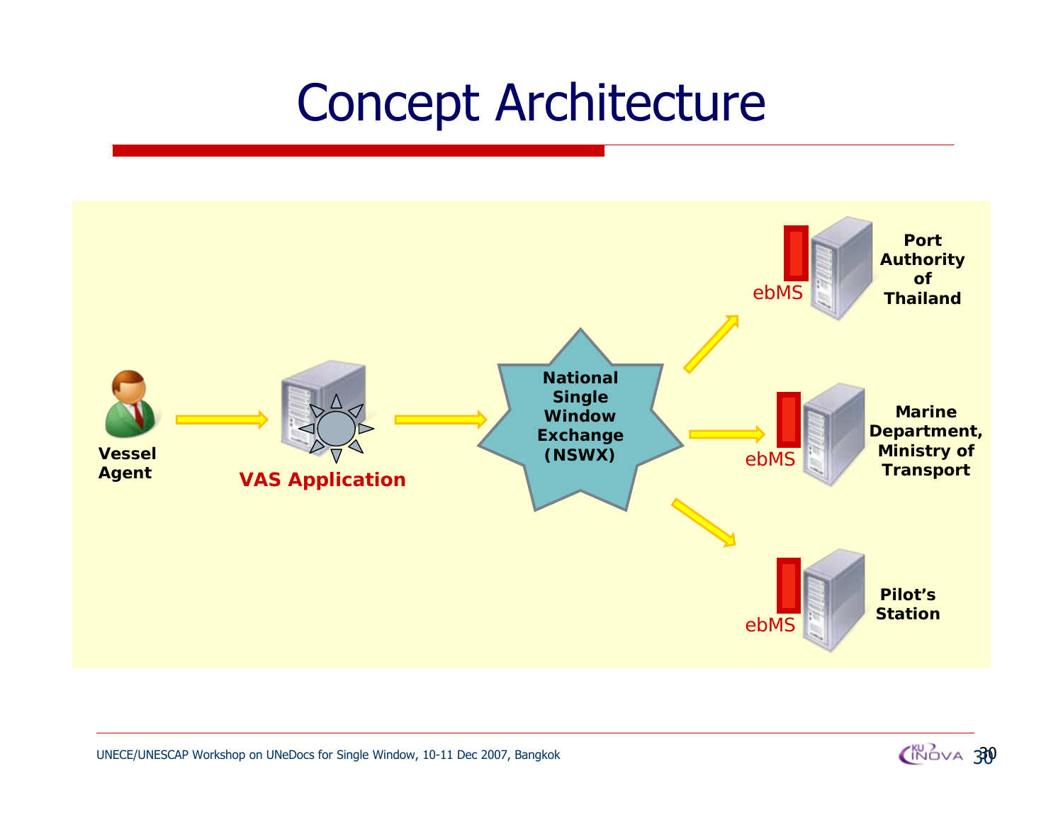# Concept Architecture

Vessel Agent

VAS Application

National Single Window Exchange (NSWX)

ebMS

Port Authority of Thailand

ebMS

Marine Department, Ministry of Transport

ebMS

Pilot's Station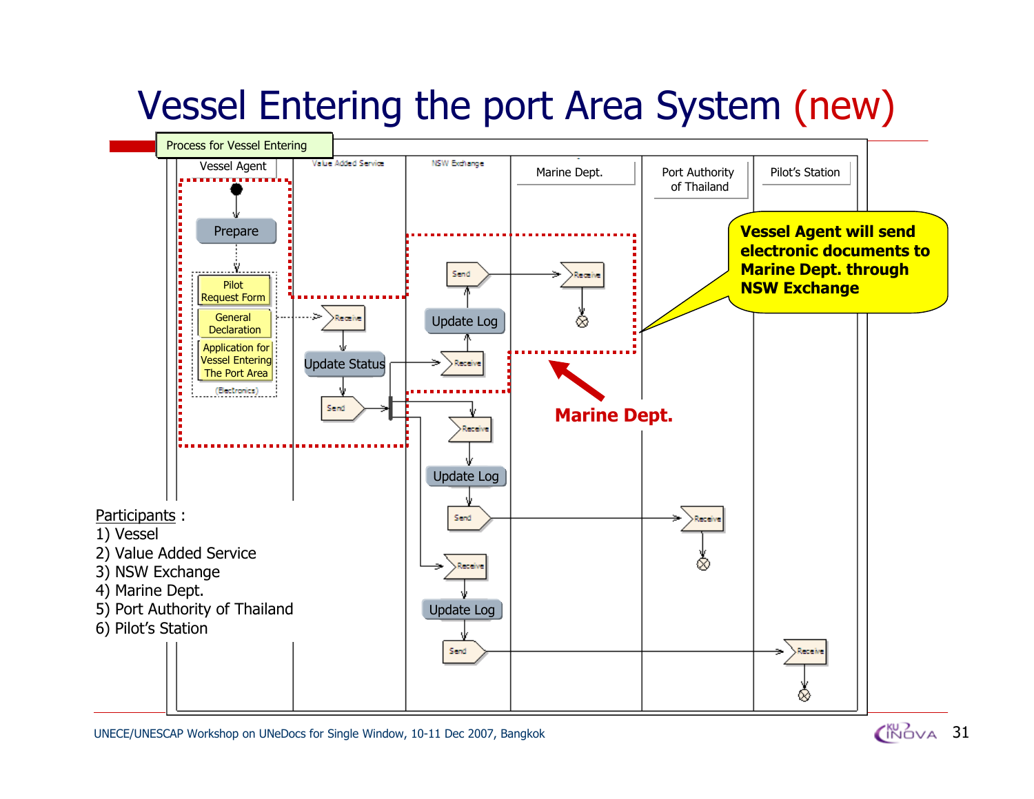# Vessel Entering the port Area System (new)

Process for Vessel Entering

| Vessel Agent | Value Added Service | NSW Exchange | Marine Dept. | Port Authority of Thailand | Pilot's Station |
|---|---|---|---|---|---|

Prepare

- Pilot Request Form
- General Declaration
- Application for Vessel Entering The Port Area

(Electronics)

Receive → Update Status → Send

Receive → Update Log → Send → Receive (Marine Dept.)

Receive → Update Log → Send → Receive (Port Authority of Thailand)

Receive → Update Log → Send → Receive (Pilot's Station)

**Vessel Agent will send electronic documents to Marine Dept. through NSW Exchange**

**Marine Dept.**

Participants :

1) Vessel
2) Value Added Service
3) NSW Exchange
4) Marine Dept.
5) Port Authority of Thailand
6) Pilot's Station

UNECE/UNESCAP Workshop on UNeDocs for Single Window, 10-11 Dec 2007, Bangkok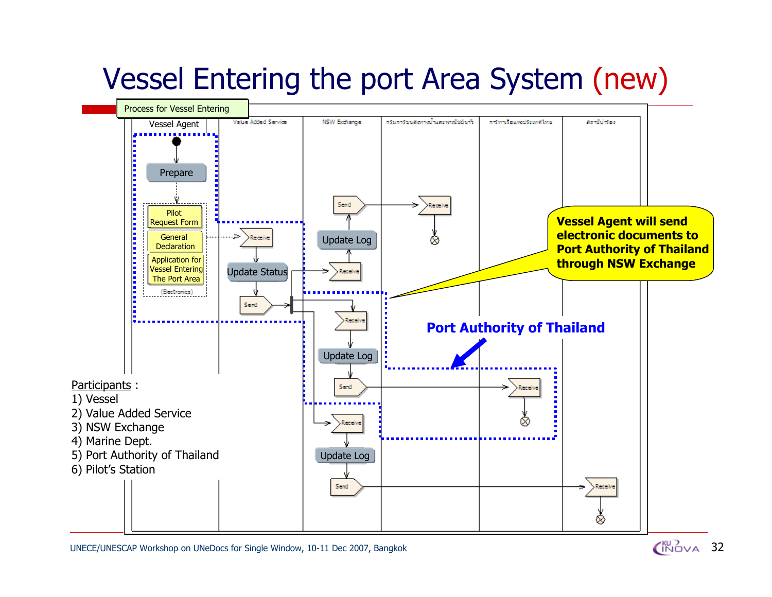# Vessel Entering the port Area System (new)

Process for Vessel Entering

Vessel Agent | Value Added Service | NSW Exchange

Prepare

Pilot Request Form

General Declaration

Application for Vessel Entering The Port Area

(Electronics)

Receive → Update Status → Send

Send → Receive

Update Log

Receive

Receive → Update Log → Send → Receive

Receive → Update Log → Send → Receive

**Vessel Agent will send electronic documents to Port Authority of Thailand through NSW Exchange**

**Port Authority of Thailand**

Participants :

1) Vessel
2) Value Added Service
3) NSW Exchange
4) Marine Dept.
5) Port Authority of Thailand
6) Pilot's Station

UNECE/UNESCAP Workshop on UNeDocs for Single Window, 10-11 Dec 2007, Bangkok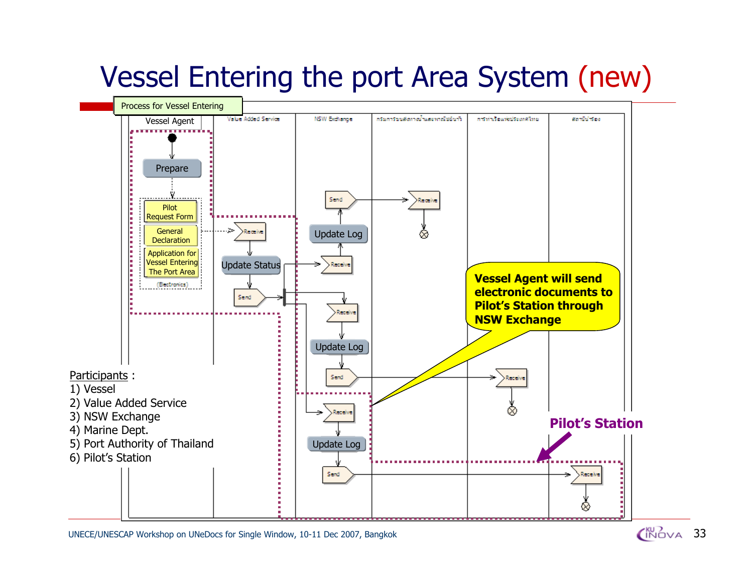# Vessel Entering the port Area System (new)

Process for Vessel Entering

Vessel Agent | Value Added Service | NSW Exchange

Prepare

Pilot Request Form

General Declaration

Application for Vessel Entering The Port Area

(Electronics)

Receive

Update Status

Send

Send

Update Log

Receive

Receive

Update Log

Send

Receive

Update Log

Send

Receive

Receive

Receive

**Vessel Agent will send electronic documents to Pilot's Station through NSW Exchange**

**Pilot's Station**

Participants :

1) Vessel
2) Value Added Service
3) NSW Exchange
4) Marine Dept.
5) Port Authority of Thailand
6) Pilot's Station

UNECE/UNESCAP Workshop on UNeDocs for Single Window, 10-11 Dec 2007, Bangkok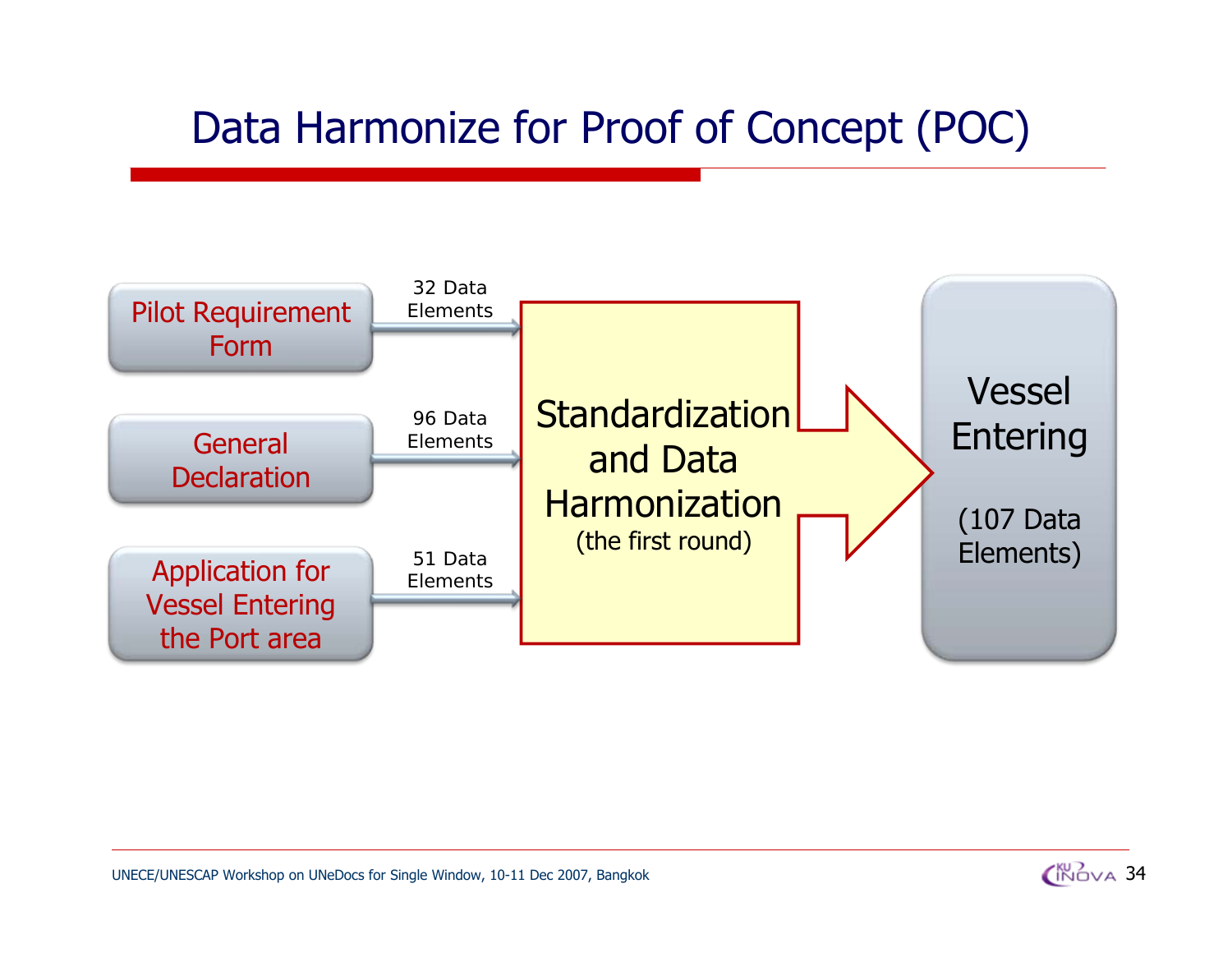# Data Harmonize for Proof of Concept (POC)

Pilot Requirement Form — 32 Data Elements →

General Declaration — 96 Data Elements →

Application for Vessel Entering the Port area — 51 Data Elements →

**Standardization and Data Harmonization** (the first round) ⇒ **Vessel Entering** (107 Data Elements)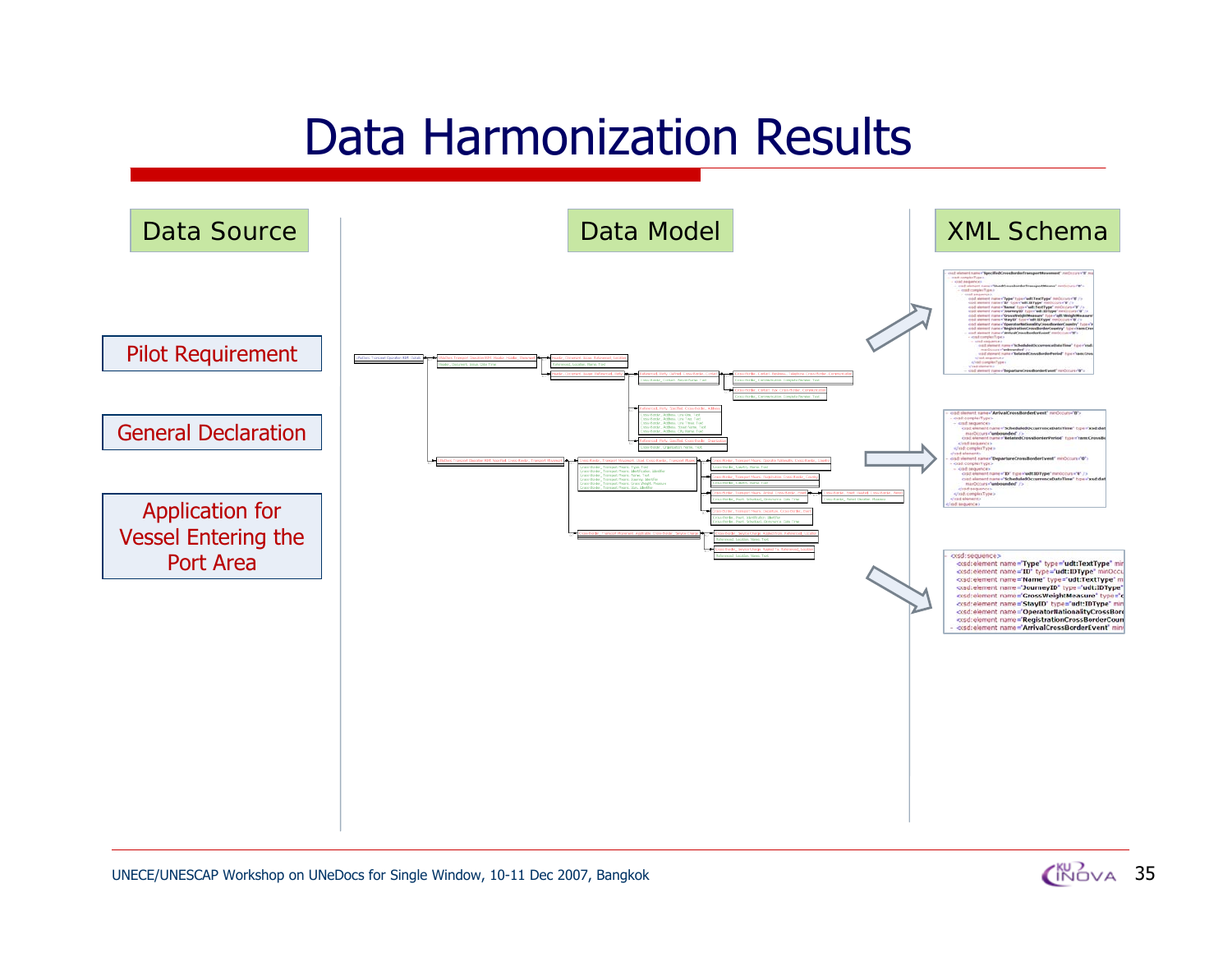# Data Harmonization Results

Data Source

- Pilot Requirement
- General Declaration
- Application for Vessel Entering the Port Area

Data Model

XML Schema

```
- <xsd:sequence>
  <xsd:element name="Type" type="udt:TextType" mir
  <xsd:element name="ID" type="udt:IDType" minOccu
  <xsd:element name="Name" type="udt:TextType" m
  <xsd:element name="JourneyID" type="udt:IDType"
  <xsd:element name="GrossWeightMeasure" type="
  <xsd:element name="StayID" type="udt:IDType" mir
  <xsd:element name="OperatorNationalityCrossBor
  <xsd:element name="RegistrationCrossBorderCoun
- <xsd:element name="ArrivalCrossBorderEvent" min
```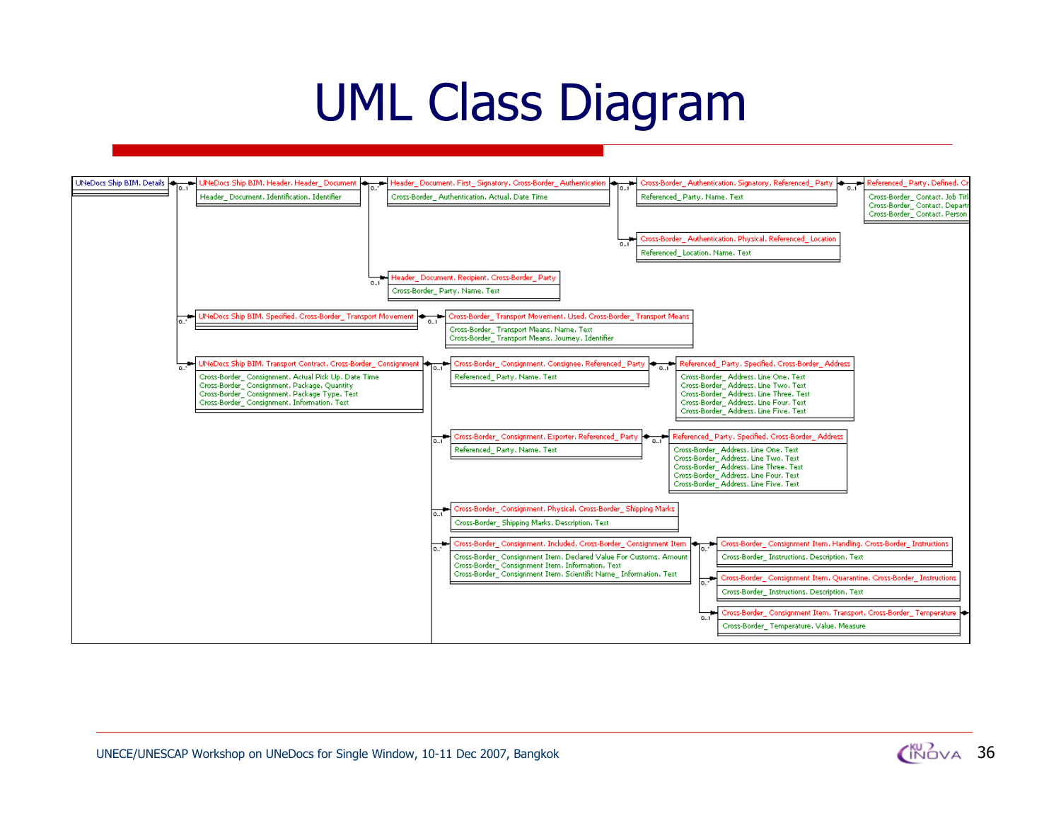# UML Class Diagram

**UNeDocs Ship BIM. Details**

- 0..1 → **UNeDocs Ship BIM. Header. Header_ Document**
  - Header_ Document. Identification. Identifier
  - 0..* → **Header_ Document. First_ Signatory. Cross-Border_ Authentication**
    - Cross-Border_ Authentication. Actual. Date Time
    - 0..1 → **Cross-Border_ Authentication. Signatory. Referenced_ Party**
      - Referenced_ Party. Name. Text
      - 0..1 → **Referenced_ Party. Defined. Cr**
        - Cross-Border_ Contact. Job Titl
        - Cross-Border_ Contact. Departr
        - Cross-Border_ Contact. Person
    - 0..1 → **Cross-Border_ Authentication. Physical. Referenced_ Location**
      - Referenced_ Location. Name. Text
  - 0..1 → **Header_ Document. Recipient. Cross-Border_ Party**
    - Cross-Border_ Party. Name. Text
- 0..* → **UNeDocs Ship BIM. Specified. Cross-Border_ Transport Movement**
  - 0..1 → **Cross-Border_ Transport Movement. Used. Cross-Border_ Transport Means**
    - Cross-Border_ Transport Means. Name. Text
    - Cross-Border_ Transport Means. Journey. Identifier
- 0..* → **UNeDocs Ship BIM. Transport Contract. Cross-Border_ Consignment**
  - Cross-Border_ Consignment. Actual Pick Up. Date Time
  - Cross-Border_ Consignment. Package. Quantity
  - Cross-Border_ Consignment. Package Type. Text
  - Cross-Border_ Consignment. Information. Text
  - 0..1 → **Cross-Border_ Consignment. Consignee. Referenced_ Party**
    - Referenced_ Party. Name. Text
    - 0..1 → **Referenced_ Party. Specified. Cross-Border_ Address**
      - Cross-Border_ Address. Line One. Text
      - Cross-Border_ Address. Line Two. Text
      - Cross-Border_ Address. Line Three. Text
      - Cross-Border_ Address. Line Four. Text
      - Cross-Border_ Address. Line Five. Text
  - 0..1 → **Cross-Border_ Consignment. Exporter. Referenced_ Party**
    - Referenced_ Party. Name. Text
    - 0..1 → **Referenced_ Party. Specified. Cross-Border_ Address**
      - Cross-Border_ Address. Line One. Text
      - Cross-Border_ Address. Line Two. Text
      - Cross-Border_ Address. Line Three. Text
      - Cross-Border_ Address. Line Four. Text
      - Cross-Border_ Address. Line Five. Text
  - 0..1 → **Cross-Border_ Consignment. Physical. Cross-Border_ Shipping Marks**
    - Cross-Border_ Shipping Marks. Description. Text
  - 0..* → **Cross-Border_ Consignment. Included. Cross-Border_ Consignment Item**
    - Cross-Border_ Consignment Item. Declared Value For Customs. Amount
    - Cross-Border_ Consignment Item. Information. Text
    - Cross-Border_ Consignment Item. Scientific Name_ Information. Text
    - 0..* → **Cross-Border_ Consignment Item. Handling. Cross-Border_ Instructions**
      - Cross-Border_ Instructions. Description. Text
    - 0..* → **Cross-Border_ Consignment Item. Quarantine. Cross-Border_ Instructions**
      - Cross-Border_ Instructions. Description. Text
    - 0..1 → **Cross-Border_ Consignment Item. Transport. Cross-Border_ Temperature**
      - Cross-Border_ Temperature. Value. Measure

UNECE/UNESCAP Workshop on UNeDocs for Single Window, 10-11 Dec 2007, Bangkok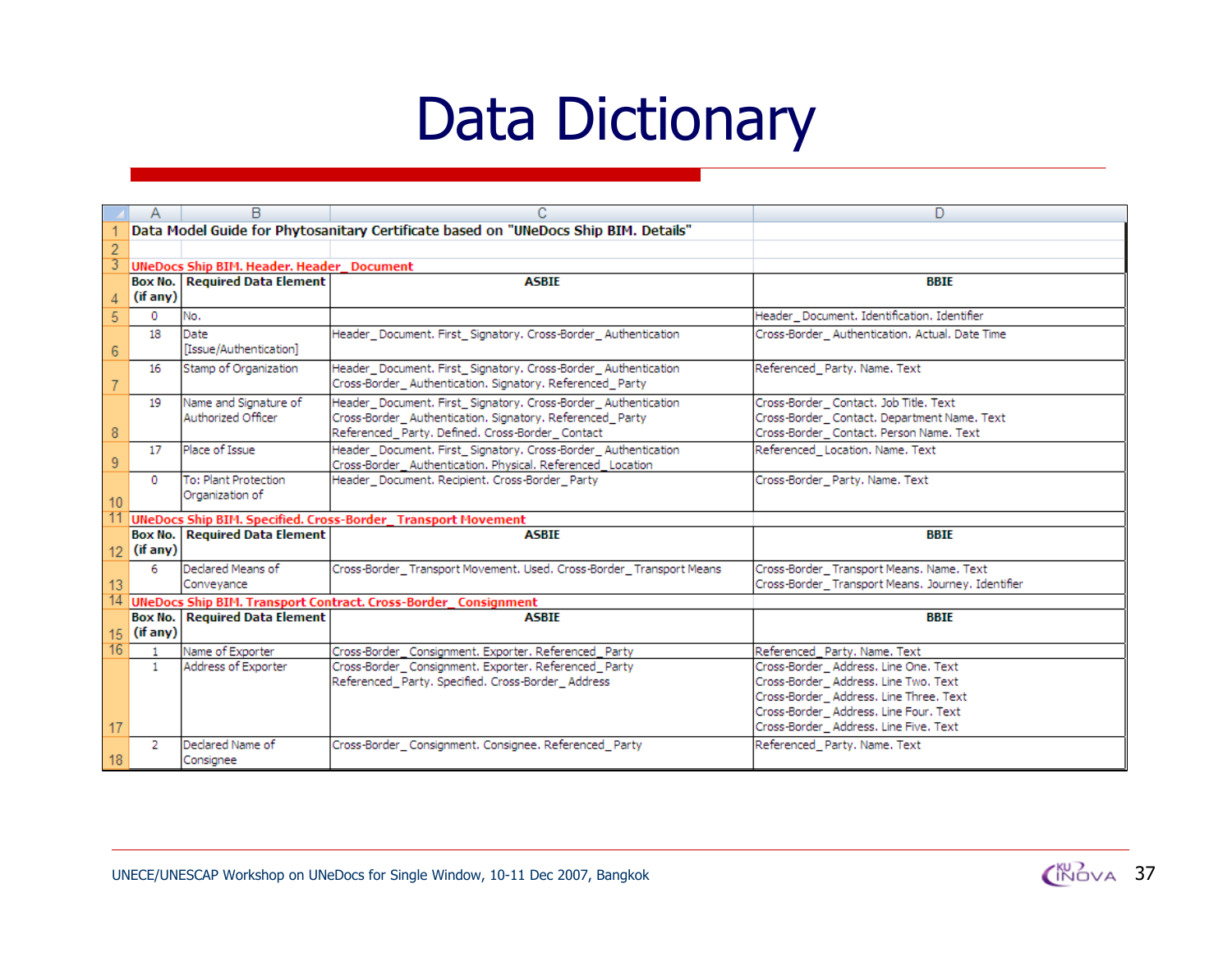# Data Dictionary

**Data Model Guide for Phytosanitary Certificate based on "UNeDocs Ship BIM. Details"**

**UNeDocs Ship BIM. Header. Header_ Document**

| Box No. (if any) | Required Data Element | ASBIE | BBIE |
|---|---|---|---|
| 0 | No. | | Header_ Document. Identification. Identifier |
| 18 | Date [Issue/Authentication] | Header_ Document. First_ Signatory. Cross-Border_ Authentication | Cross-Border_ Authentication. Actual. Date Time |
| 16 | Stamp of Organization | Header_ Document. First_ Signatory. Cross-Border_ Authentication<br>Cross-Border_ Authentication. Signatory. Referenced_ Party | Referenced_ Party. Name. Text |
| 19 | Name and Signature of Authorized Officer | Header_ Document. First_ Signatory. Cross-Border_ Authentication<br>Cross-Border_ Authentication. Signatory. Referenced_ Party<br>Referenced_ Party. Defined. Cross-Border_ Contact | Cross-Border_ Contact. Job Title. Text<br>Cross-Border_ Contact. Department Name. Text<br>Cross-Border_ Contact. Person Name. Text |
| 17 | Place of Issue | Header_ Document. First_ Signatory. Cross-Border_ Authentication<br>Cross-Border_ Authentication. Physical. Referenced_ Location | Referenced_ Location. Name. Text |
| 0 | To: Plant Protection Organization of | Header_ Document. Recipient. Cross-Border_ Party | Cross-Border_ Party. Name. Text |

**UNeDocs Ship BIM. Specified. Cross-Border_ Transport Movement**

| Box No. (if any) | Required Data Element | ASBIE | BBIE |
|---|---|---|---|
| 6 | Declared Means of Conveyance | Cross-Border_ Transport Movement. Used. Cross-Border_ Transport Means | Cross-Border_ Transport Means. Name. Text<br>Cross-Border_ Transport Means. Journey. Identifier |

**UNeDocs Ship BIM. Transport Contract. Cross-Border_ Consignment**

| Box No. (if any) | Required Data Element | ASBIE | BBIE |
|---|---|---|---|
| 1 | Name of Exporter | Cross-Border_ Consignment. Exporter. Referenced_ Party | Referenced_ Party. Name. Text |
| 1 | Address of Exporter | Cross-Border_ Consignment. Exporter. Referenced_ Party<br>Referenced_ Party. Specified. Cross-Border_ Address | Cross-Border_ Address. Line One. Text<br>Cross-Border_ Address. Line Two. Text<br>Cross-Border_ Address. Line Three. Text<br>Cross-Border_ Address. Line Four. Text<br>Cross-Border_ Address. Line Five. Text |
| 2 | Declared Name of Consignee | Cross-Border_ Consignment. Consignee. Referenced_ Party | Referenced_ Party. Name. Text |

UNECE/UNESCAP Workshop on UNeDocs for Single Window, 10-11 Dec 2007, Bangkok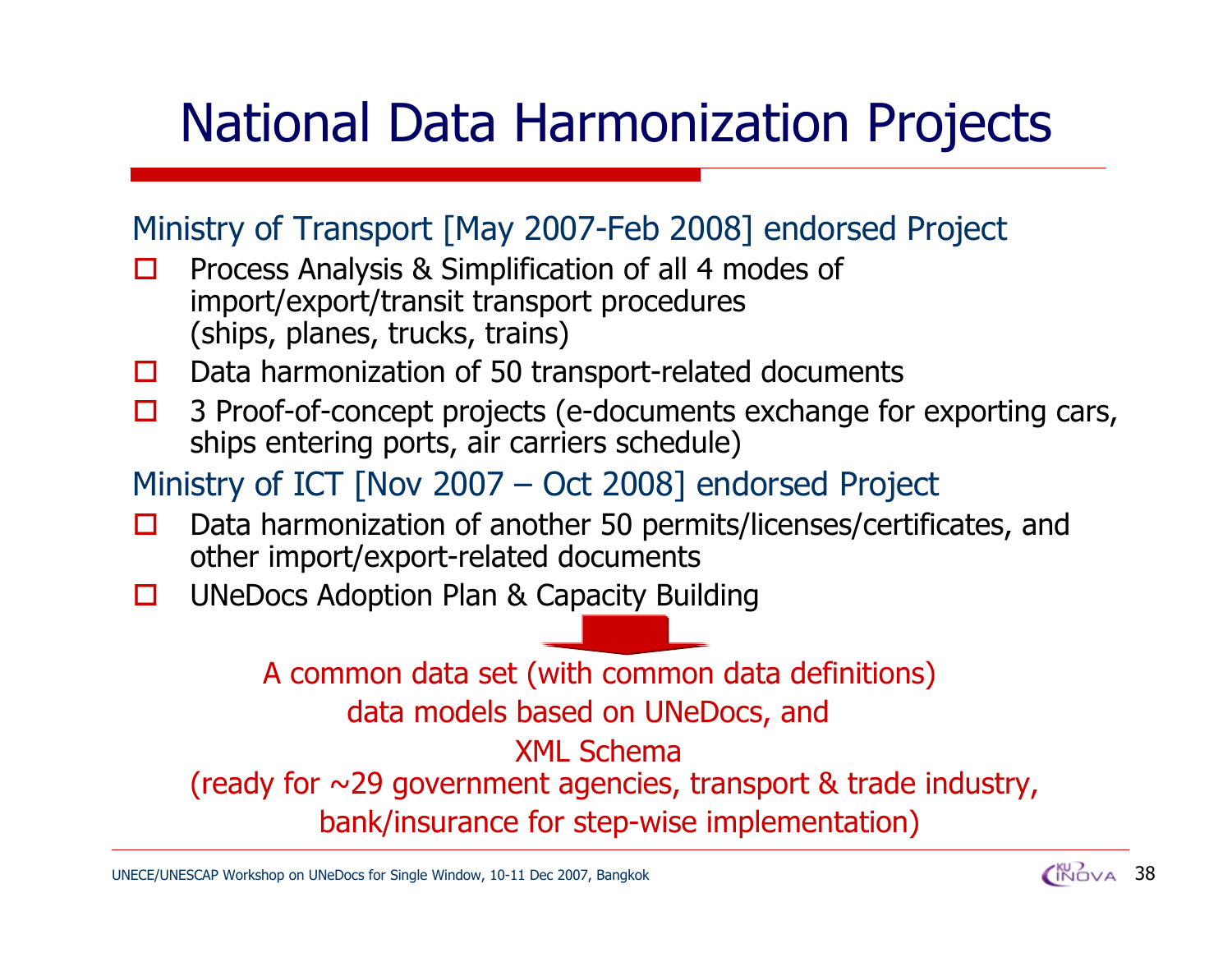# National Data Harmonization Projects

Ministry of Transport [May 2007-Feb 2008] endorsed Project

- Process Analysis & Simplification of all 4 modes of import/export/transit transport procedures (ships, planes, trucks, trains)
- Data harmonization of 50 transport-related documents
- 3 Proof-of-concept projects (e-documents exchange for exporting cars, ships entering ports, air carriers schedule)

Ministry of ICT [Nov 2007 – Oct 2008] endorsed Project

- Data harmonization of another 50 permits/licenses/certificates, and other import/export-related documents
- UNeDocs Adoption Plan & Capacity Building

A common data set (with common data definitions)
data models based on UNeDocs, and
XML Schema
(ready for ~29 government agencies, transport & trade industry, bank/insurance for step-wise implementation)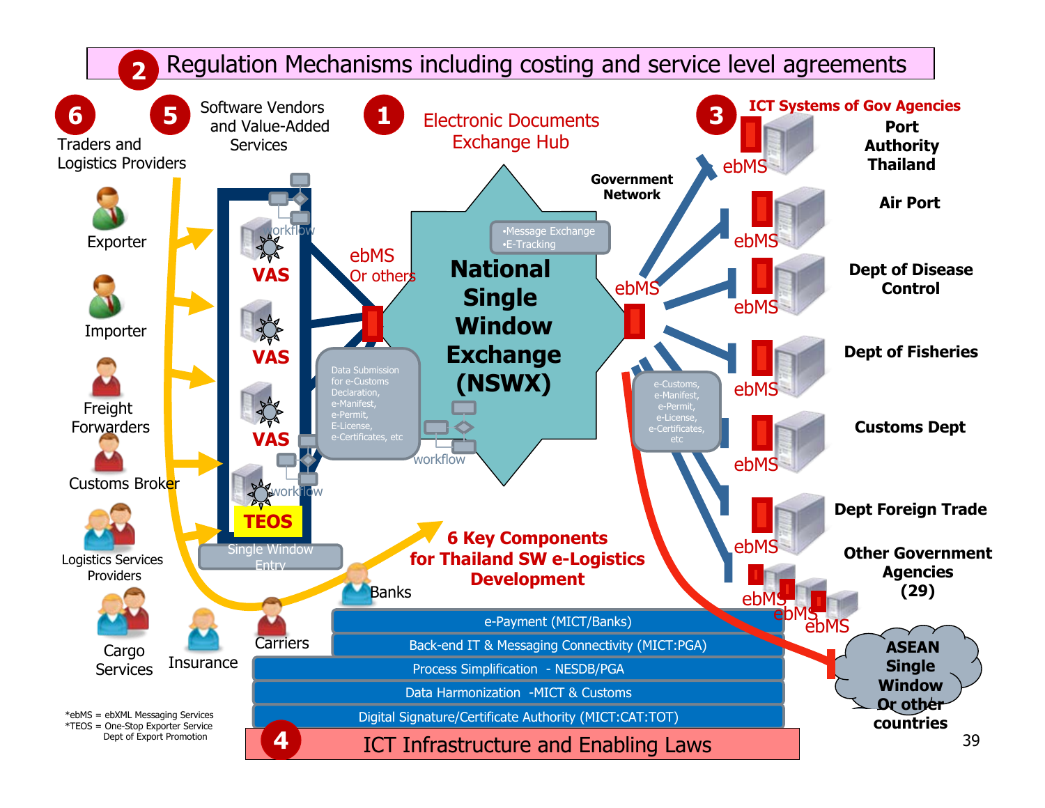## 2 Regulation Mechanisms including costing and service level agreements

**6** Traders and Logistics Providers

- Exporter
- Importer
- Freight Forwarders
- Customs Broker
- Logistics Services Providers
- Cargo Services
- Insurance
- Carriers
- Banks

**5** Software Vendors and Value-Added Services

- VAS
- VAS
- VAS
- TEOS
- workflow
- Single Window Entry

ebMS Or others

Data Submission for e-Customs Declaration, e-Manifest, e-Permit, E-License, e-Certificates, etc

**1** Electronic Documents Exchange Hub

**National Single Window Exchange (NSWX)**

- •Message Exchange
- •E-Tracking

workflow

Government Network

ebMS

e-Customs, e-Manifest, e-Permit, e-License, e-Certificates, etc

**3** ICT Systems of Gov Agencies

- ebMS — Port Authority Thailand
- ebMS — Air Port
- ebMS — Dept of Disease Control
- ebMS — Dept of Fisheries
- ebMS — Customs Dept
- ebMS — Dept Foreign Trade
- ebMS — Other Government Agencies (29)

ASEAN Single Window Or other countries

**6 Key Components for Thailand SW e-Logistics Development**

- e-Payment (MICT/Banks)
- Back-end IT & Messaging Connectivity (MICT:PGA)
- Process Simplification - NESDB/PGA
- Data Harmonization -MICT & Customs
- Digital Signature/Certificate Authority (MICT:CAT:TOT)

**4** ICT Infrastructure and Enabling Laws

*ebMS = ebXML Messaging Services
*TEOS = One-Stop Exporter Service Dept of Export Promotion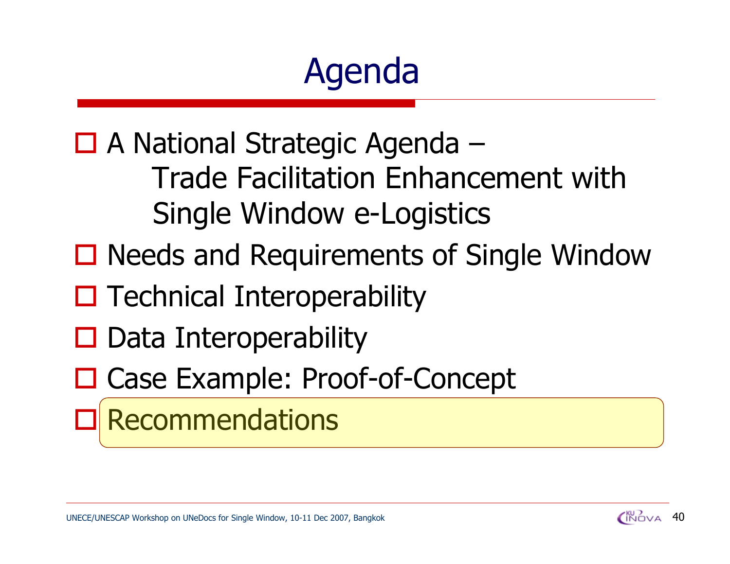# Agenda

- A National Strategic Agenda – Trade Facilitation Enhancement with Single Window e-Logistics
- Needs and Requirements of Single Window
- Technical Interoperability
- Data Interoperability
- Case Example: Proof-of-Concept
- Recommendations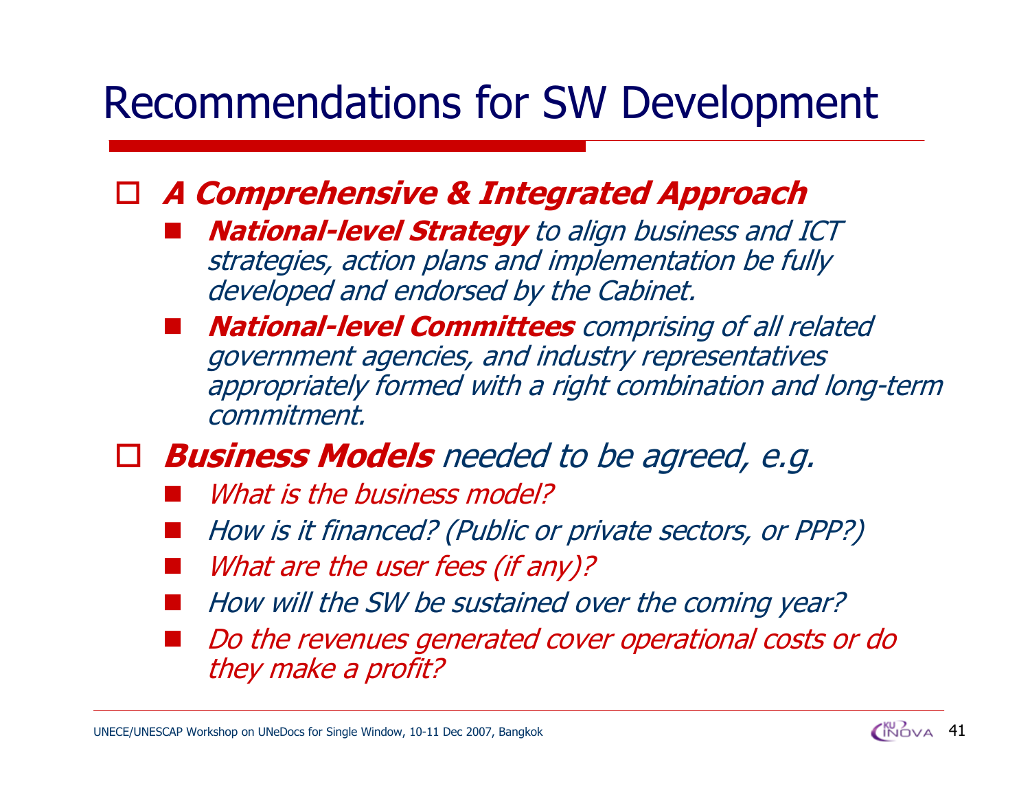# Recommendations for SW Development

- ***A Comprehensive & Integrated Approach***
  - ***National-level Strategy*** *to align business and ICT strategies, action plans and implementation be fully developed and endorsed by the Cabinet.*
  - ***National-level Committees*** *comprising of all related government agencies, and industry representatives appropriately formed with a right combination and long-term commitment.*
- ***Business Models*** *needed to be agreed, e.g.*
  - *What is the business model?*
  - *How is it financed? (Public or private sectors, or PPP?)*
  - *What are the user fees (if any)?*
  - *How will the SW be sustained over the coming year?*
  - *Do the revenues generated cover operational costs or do they make a profit?*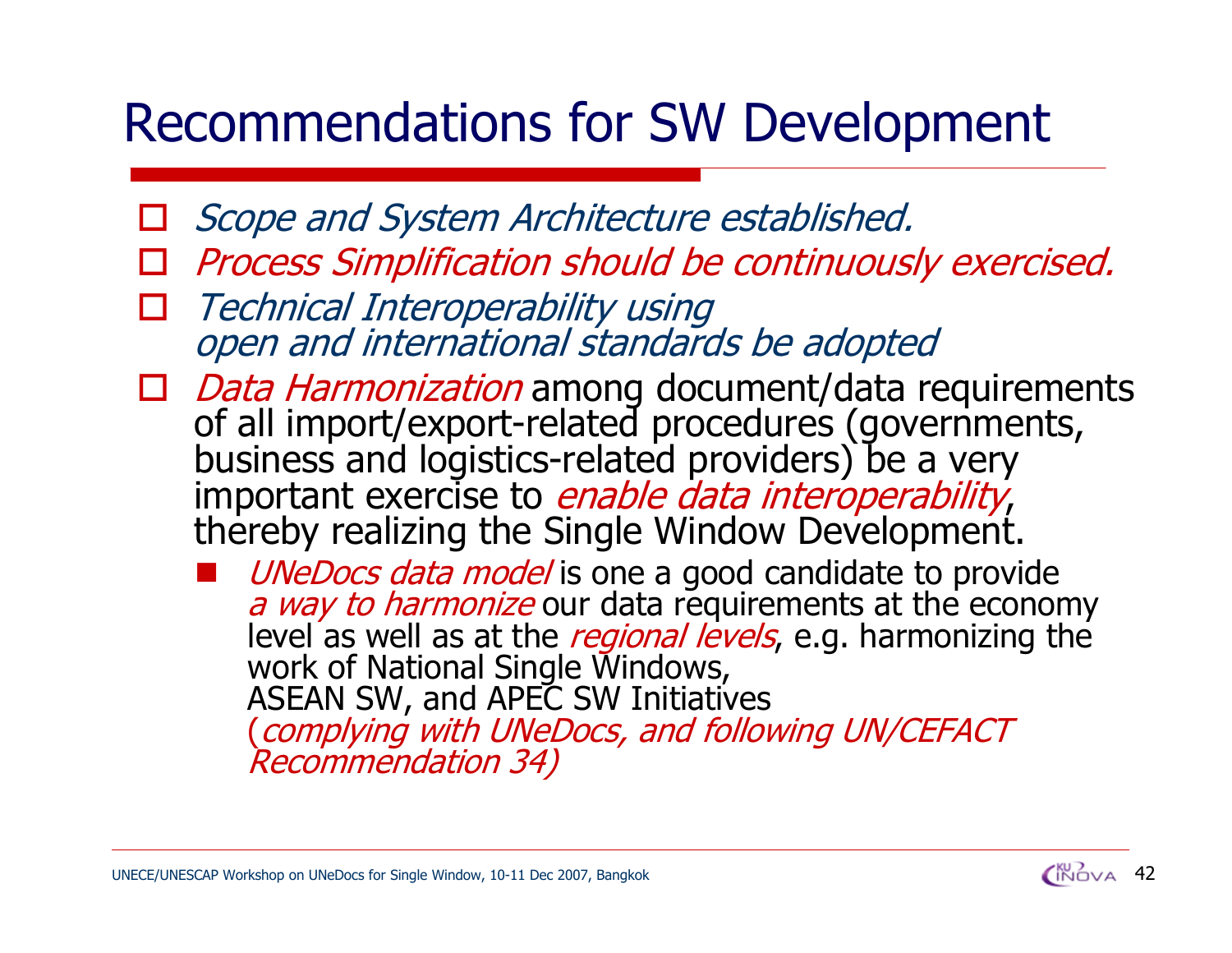# Recommendations for SW Development

- *Scope and System Architecture established.*
- *Process Simplification should be continuously exercised.*
- *Technical Interoperability using open and international standards be adopted*
- *Data Harmonization* among document/data requirements of all import/export-related procedures (governments, business and logistics-related providers) be a very important exercise to *enable data interoperability*, thereby realizing the Single Window Development.
  - *UNeDocs data model* is one a good candidate to provide *a way to harmonize* our data requirements at the economy level as well as at the *regional levels*, e.g. harmonizing the work of National Single Windows, ASEAN SW, and APEC SW Initiatives (*complying with UNeDocs, and following UN/CEFACT Recommendation 34)*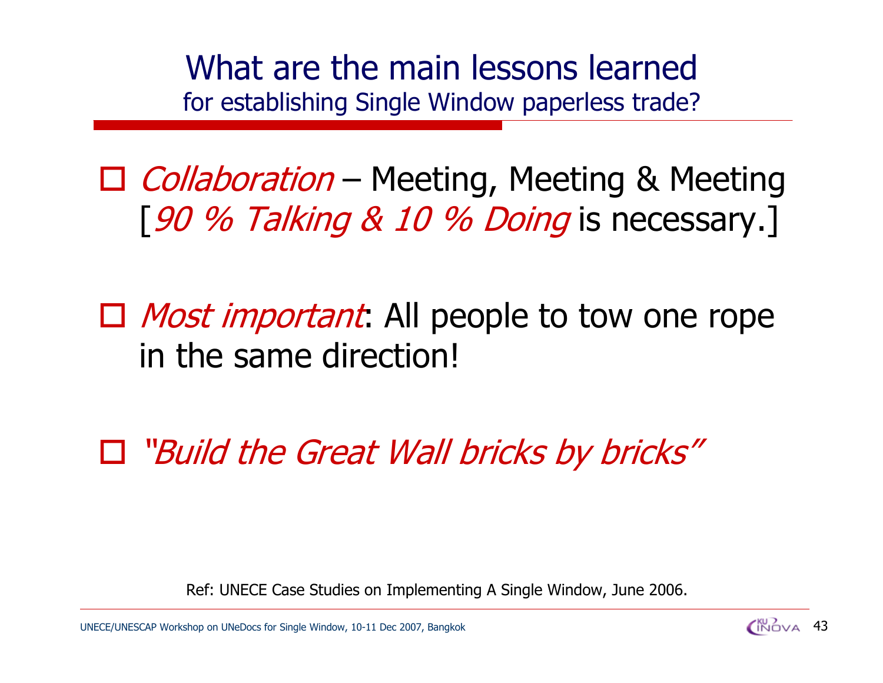# What are the main lessons learned

## for establishing Single Window paperless trade?

- *Collaboration* – Meeting, Meeting & Meeting [*90 % Talking & 10 % Doing* is necessary.]

- *Most important*: All people to tow one rope in the same direction!

- *"Build the Great Wall bricks by bricks"*

Ref: UNECE Case Studies on Implementing A Single Window, June 2006.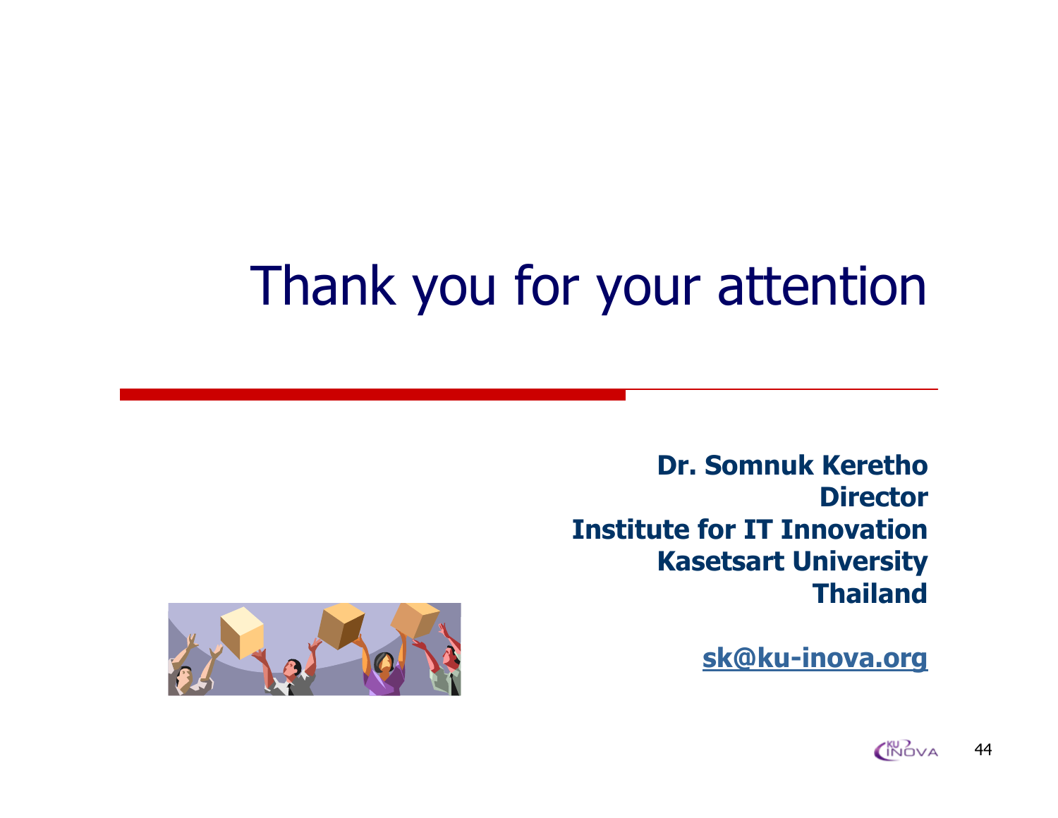# Thank you for your attention

**Dr. Somnuk Keretho**
**Director**
**Institute for IT Innovation**
**Kasetsart University**
**Thailand**

**sk@ku-inova.org**